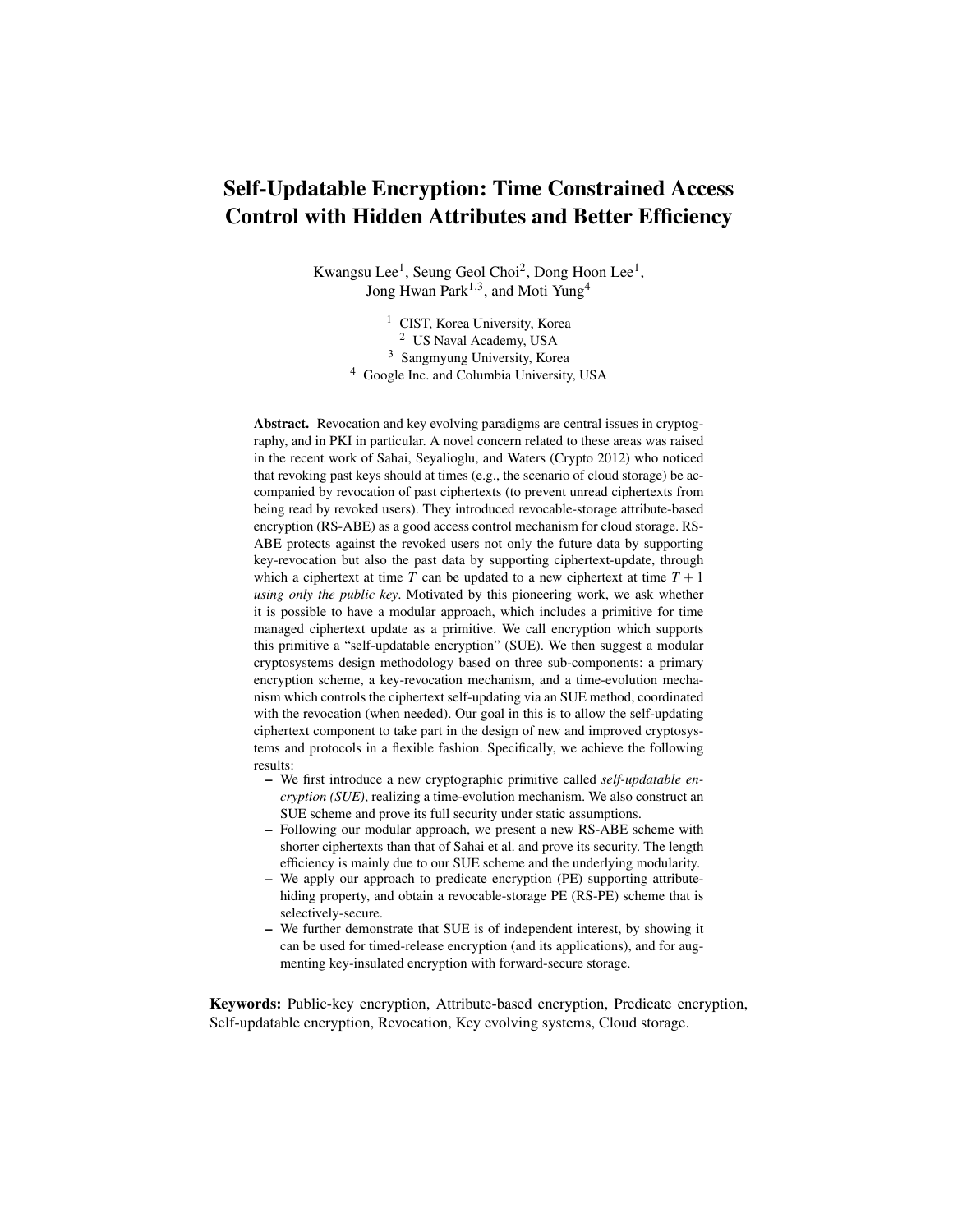# Self-Updatable Encryption: Time Constrained Access Control with Hidden Attributes and Better Efficiency

Kwangsu Lee[1], Seung Geol Choi[2], Dong Hoon Lee[1], Jong Hwan Park[1,3], and Moti Yung[4]

[1] CIST, Korea University, Korea
[2] US Naval Academy, USA
[3] Sangmyung University, Korea
[4] Google Inc. and Columbia University, USA

**Abstract.** Revocation and key evolving paradigms are central issues in cryptography, and in PKI in particular. A novel concern related to these areas was raised in the recent work of Sahai, Seyalioglu, and Waters (Crypto 2012) who noticed that revoking past keys should at times (e.g., the scenario of cloud storage) be accompanied by revocation of past ciphertexts (to prevent unread ciphertexts from being read by revoked users). They introduced revocable-storage attribute-based encryption (RS-ABE) as a good access control mechanism for cloud storage. RS-ABE protects against the revoked users not only the future data by supporting key-revocation but also the past data by supporting ciphertext-update, through which a ciphertext at time $T$ can be updated to a new ciphertext at time $T+1$ *using only the public key*. Motivated by this pioneering work, we ask whether it is possible to have a modular approach, which includes a primitive for time managed ciphertext update as a primitive. We call encryption which supports this primitive a "self-updatable encryption" (SUE). We then suggest a modular cryptosystems design methodology based on three sub-components: a primary encryption scheme, a key-revocation mechanism, and a time-evolution mechanism which controls the ciphertext self-updating via an SUE method, coordinated with the revocation (when needed). Our goal in this is to allow the self-updating ciphertext component to take part in the design of new and improved cryptosystems and protocols in a flexible fashion. Specifically, we achieve the following results:

- We first introduce a new cryptographic primitive called *self-updatable encryption (SUE)*, realizing a time-evolution mechanism. We also construct an SUE scheme and prove its full security under static assumptions.
- Following our modular approach, we present a new RS-ABE scheme with shorter ciphertexts than that of Sahai et al. and prove its security. The length efficiency is mainly due to our SUE scheme and the underlying modularity.
- We apply our approach to predicate encryption (PE) supporting attribute-hiding property, and obtain a revocable-storage PE (RS-PE) scheme that is selectively-secure.
- We further demonstrate that SUE is of independent interest, by showing it can be used for timed-release encryption (and its applications), and for augmenting key-insulated encryption with forward-secure storage.

**Keywords:** Public-key encryption, Attribute-based encryption, Predicate encryption, Self-updatable encryption, Revocation, Key evolving systems, Cloud storage.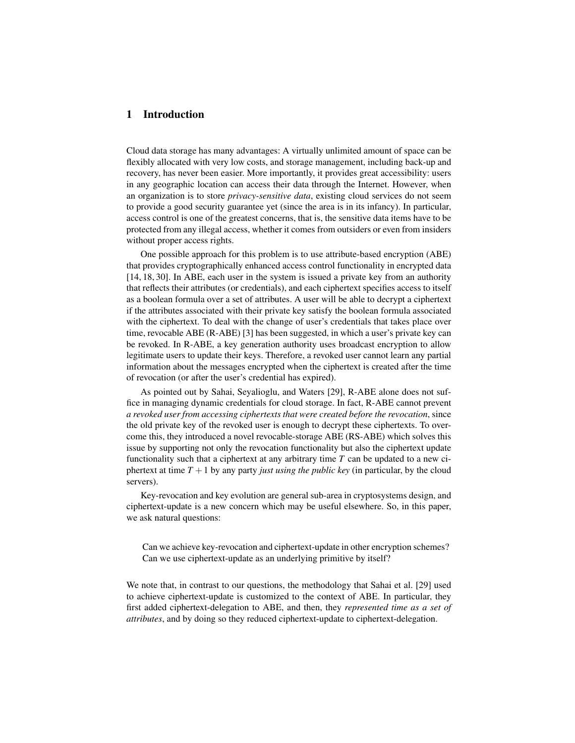## 1 Introduction

Cloud data storage has many advantages: A virtually unlimited amount of space can be flexibly allocated with very low costs, and storage management, including back-up and recovery, has never been easier. More importantly, it provides great accessibility: users in any geographic location can access their data through the Internet. However, when an organization is to store *privacy-sensitive data*, existing cloud services do not seem to provide a good security guarantee yet (since the area is in its infancy). In particular, access control is one of the greatest concerns, that is, the sensitive data items have to be protected from any illegal access, whether it comes from outsiders or even from insiders without proper access rights.

One possible approach for this problem is to use attribute-based encryption (ABE) that provides cryptographically enhanced access control functionality in encrypted data [14, 18, 30]. In ABE, each user in the system is issued a private key from an authority that reflects their attributes (or credentials), and each ciphertext specifies access to itself as a boolean formula over a set of attributes. A user will be able to decrypt a ciphertext if the attributes associated with their private key satisfy the boolean formula associated with the ciphertext. To deal with the change of user's credentials that takes place over time, revocable ABE (R-ABE) [3] has been suggested, in which a user's private key can be revoked. In R-ABE, a key generation authority uses broadcast encryption to allow legitimate users to update their keys. Therefore, a revoked user cannot learn any partial information about the messages encrypted when the ciphertext is created after the time of revocation (or after the user's credential has expired).

As pointed out by Sahai, Seyalioglu, and Waters [29], R-ABE alone does not suffice in managing dynamic credentials for cloud storage. In fact, R-ABE cannot prevent *a revoked user from accessing ciphertexts that were created before the revocation*, since the old private key of the revoked user is enough to decrypt these ciphertexts. To overcome this, they introduced a novel revocable-storage ABE (RS-ABE) which solves this issue by supporting not only the revocation functionality but also the ciphertext update functionality such that a ciphertext at any arbitrary time $T$ can be updated to a new ciphertext at time $T+1$ by any party *just using the public key* (in particular, by the cloud servers).

Key-revocation and key evolution are general sub-area in cryptosystems design, and ciphertext-update is a new concern which may be useful elsewhere. So, in this paper, we ask natural questions:

> Can we achieve key-revocation and ciphertext-update in other encryption schemes?
> Can we use ciphertext-update as an underlying primitive by itself?

We note that, in contrast to our questions, the methodology that Sahai et al. [29] used to achieve ciphertext-update is customized to the context of ABE. In particular, they first added ciphertext-delegation to ABE, and then, they *represented time as a set of attributes*, and by doing so they reduced ciphertext-update to ciphertext-delegation.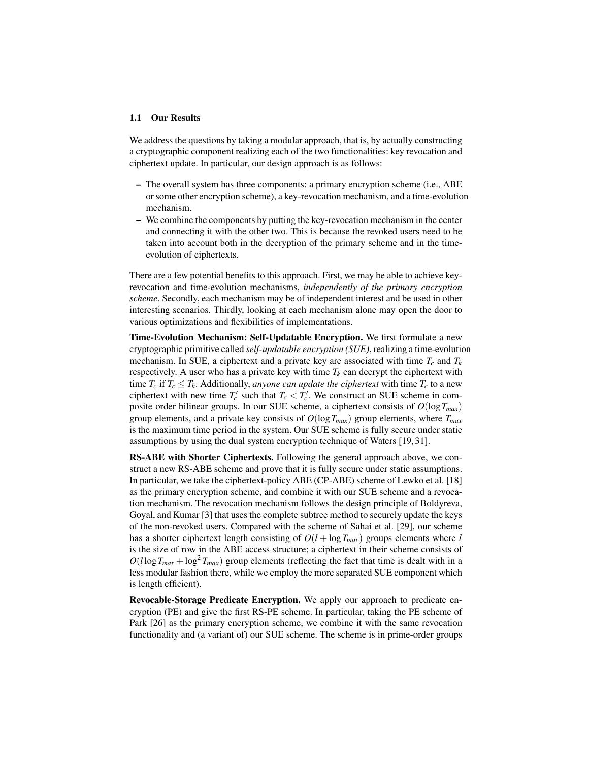### 1.1 Our Results

We address the questions by taking a modular approach, that is, by actually constructing a cryptographic component realizing each of the two functionalities: key revocation and ciphertext update. In particular, our design approach is as follows:

- The overall system has three components: a primary encryption scheme (i.e., ABE or some other encryption scheme), a key-revocation mechanism, and a time-evolution mechanism.
- We combine the components by putting the key-revocation mechanism in the center and connecting it with the other two. This is because the revoked users need to be taken into account both in the decryption of the primary scheme and in the time-evolution of ciphertexts.

There are a few potential benefits to this approach. First, we may be able to achieve key-revocation and time-evolution mechanisms, *independently of the primary encryption scheme*. Secondly, each mechanism may be of independent interest and be used in other interesting scenarios. Thirdly, looking at each mechanism alone may open the door to various optimizations and flexibilities of implementations.

**Time-Evolution Mechanism: Self-Updatable Encryption.** We first formulate a new cryptographic primitive called *self-updatable encryption (SUE)*, realizing a time-evolution mechanism. In SUE, a ciphertext and a private key are associated with time $T_c$ and $T_k$ respectively. A user who has a private key with time $T_k$ can decrypt the ciphertext with time $T_c$ if $T_c \leq T_k$. Additionally, *anyone can update the ciphertext* with time $T_c$ to a new ciphertext with new time $T_c'$ such that $T_c < T_c'$. We construct an SUE scheme in composite order bilinear groups. In our SUE scheme, a ciphertext consists of $O(\log T_{max})$ group elements, and a private key consists of $O(\log T_{max})$ group elements, where $T_{max}$ is the maximum time period in the system. Our SUE scheme is fully secure under static assumptions by using the dual system encryption technique of Waters [19, 31].

**RS-ABE with Shorter Ciphertexts.** Following the general approach above, we construct a new RS-ABE scheme and prove that it is fully secure under static assumptions. In particular, we take the ciphertext-policy ABE (CP-ABE) scheme of Lewko et al. [18] as the primary encryption scheme, and combine it with our SUE scheme and a revocation mechanism. The revocation mechanism follows the design principle of Boldyreva, Goyal, and Kumar [3] that uses the complete subtree method to securely update the keys of the non-revoked users. Compared with the scheme of Sahai et al. [29], our scheme has a shorter ciphertext length consisting of $O(l + \log T_{max})$ groups elements where $l$ is the size of row in the ABE access structure; a ciphertext in their scheme consists of $O(l \log T_{max} + \log^2 T_{max})$ group elements (reflecting the fact that time is dealt with in a less modular fashion there, while we employ the more separated SUE component which is length efficient).

**Revocable-Storage Predicate Encryption.** We apply our approach to predicate encryption (PE) and give the first RS-PE scheme. In particular, taking the PE scheme of Park [26] as the primary encryption scheme, we combine it with the same revocation functionality and (a variant of) our SUE scheme. The scheme is in prime-order groups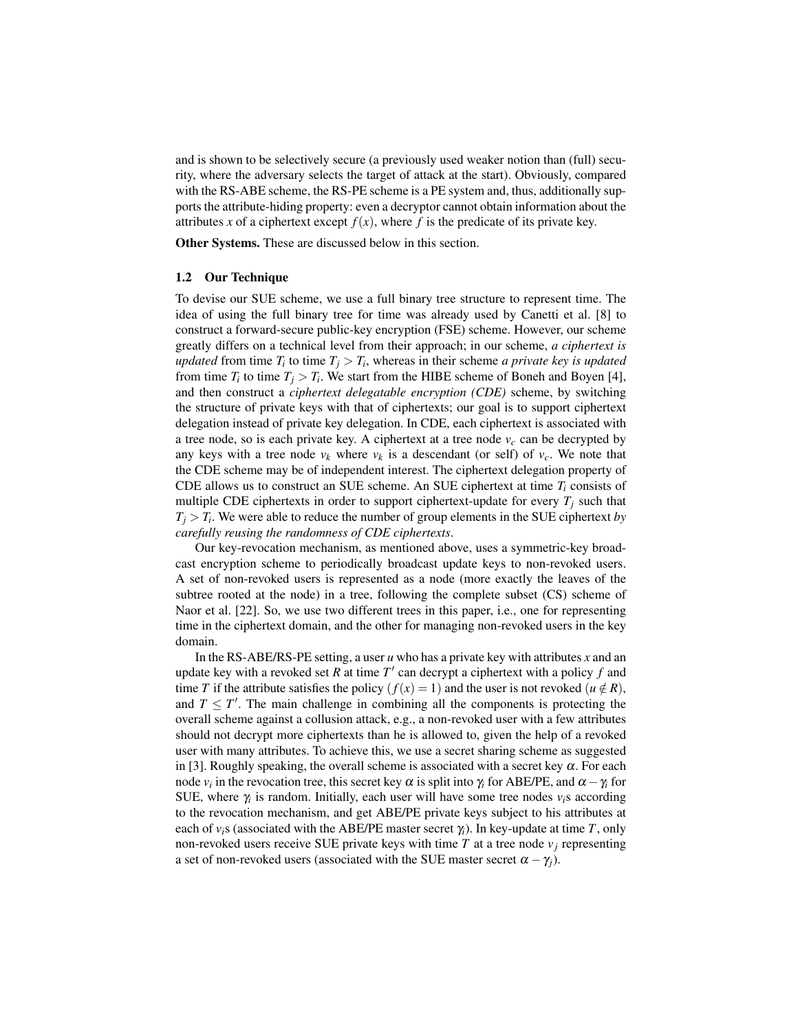and is shown to be selectively secure (a previously used weaker notion than (full) security, where the adversary selects the target of attack at the start). Obviously, compared with the RS-ABE scheme, the RS-PE scheme is a PE system and, thus, additionally supports the attribute-hiding property: even a decryptor cannot obtain information about the attributes $x$ of a ciphertext except $f(x)$, where $f$ is the predicate of its private key.

**Other Systems.** These are discussed below in this section.

### 1.2 Our Technique

To devise our SUE scheme, we use a full binary tree structure to represent time. The idea of using the full binary tree for time was already used by Canetti et al. [8] to construct a forward-secure public-key encryption (FSE) scheme. However, our scheme greatly differs on a technical level from their approach; in our scheme, *a ciphertext is updated* from time $T_i$ to time $T_j > T_i$, whereas in their scheme *a private key is updated* from time $T_i$ to time $T_j > T_i$. We start from the HIBE scheme of Boneh and Boyen [4], and then construct a *ciphertext delegatable encryption (CDE)* scheme, by switching the structure of private keys with that of ciphertexts; our goal is to support ciphertext delegation instead of private key delegation. In CDE, each ciphertext is associated with a tree node, so is each private key. A ciphertext at a tree node $v_c$ can be decrypted by any keys with a tree node $v_k$ where $v_k$ is a descendant (or self) of $v_c$. We note that the CDE scheme may be of independent interest. The ciphertext delegation property of CDE allows us to construct an SUE scheme. An SUE ciphertext at time $T_i$ consists of multiple CDE ciphertexts in order to support ciphertext-update for every $T_j$ such that $T_j > T_i$. We were able to reduce the number of group elements in the SUE ciphertext *by carefully reusing the randomness of CDE ciphertexts*.

Our key-revocation mechanism, as mentioned above, uses a symmetric-key broadcast encryption scheme to periodically broadcast update keys to non-revoked users. A set of non-revoked users is represented as a node (more exactly the leaves of the subtree rooted at the node) in a tree, following the complete subset (CS) scheme of Naor et al. [22]. So, we use two different trees in this paper, i.e., one for representing time in the ciphertext domain, and the other for managing non-revoked users in the key domain.

In the RS-ABE/RS-PE setting, a user $u$ who has a private key with attributes $x$ and an update key with a revoked set $R$ at time $T'$ can decrypt a ciphertext with a policy $f$ and time $T$ if the attribute satisfies the policy ($f(x) = 1$) and the user is not revoked ($u \notin R$), and $T \leq T'$. The main challenge in combining all the components is protecting the overall scheme against a collusion attack, e.g., a non-revoked user with a few attributes should not decrypt more ciphertexts than he is allowed to, given the help of a revoked user with many attributes. To achieve this, we use a secret sharing scheme as suggested in [3]. Roughly speaking, the overall scheme is associated with a secret key $\alpha$. For each node $v_i$ in the revocation tree, this secret key $\alpha$ is split into $\gamma_i$ for ABE/PE, and $\alpha - \gamma_i$ for SUE, where $\gamma_i$ is random. Initially, each user will have some tree nodes $v_i$s according to the revocation mechanism, and get ABE/PE private keys subject to his attributes at each of $v_i$s (associated with the ABE/PE master secret $\gamma_i$). In key-update at time $T$, only non-revoked users receive SUE private keys with time $T$ at a tree node $v_j$ representing a set of non-revoked users (associated with the SUE master secret $\alpha - \gamma_j$).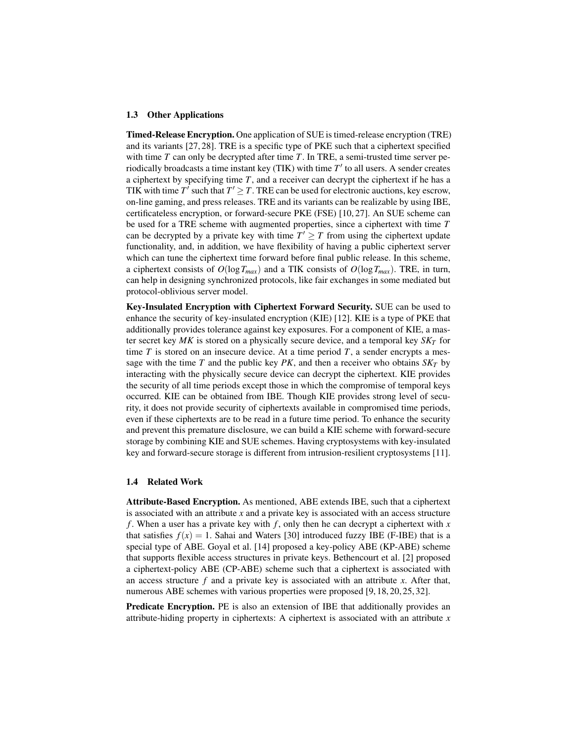### 1.3 Other Applications

**Timed-Release Encryption.** One application of SUE is timed-release encryption (TRE) and its variants [27, 28]. TRE is a specific type of PKE such that a ciphertext specified with time $T$ can only be decrypted after time $T$. In TRE, a semi-trusted time server periodically broadcasts a time instant key (TIK) with time $T'$ to all users. A sender creates a ciphertext by specifying time $T$, and a receiver can decrypt the ciphertext if he has a TIK with time $T'$ such that $T' \geq T$. TRE can be used for electronic auctions, key escrow, on-line gaming, and press releases. TRE and its variants can be realizable by using IBE, certificateless encryption, or forward-secure PKE (FSE) [10, 27]. An SUE scheme can be used for a TRE scheme with augmented properties, since a ciphertext with time $T$ can be decrypted by a private key with time $T' \geq T$ from using the ciphertext update functionality, and, in addition, we have flexibility of having a public ciphertext server which can tune the ciphertext time forward before final public release. In this scheme, a ciphertext consists of $O(\log T_{max})$ and a TIK consists of $O(\log T_{max})$. TRE, in turn, can help in designing synchronized protocols, like fair exchanges in some mediated but protocol-oblivious server model.

**Key-Insulated Encryption with Ciphertext Forward Security.** SUE can be used to enhance the security of key-insulated encryption (KIE) [12]. KIE is a type of PKE that additionally provides tolerance against key exposures. For a component of KIE, a master secret key $MK$ is stored on a physically secure device, and a temporal key $SK_T$ for time $T$ is stored on an insecure device. At a time period $T$, a sender encrypts a message with the time $T$ and the public key $PK$, and then a receiver who obtains $SK_T$ by interacting with the physically secure device can decrypt the ciphertext. KIE provides the security of all time periods except those in which the compromise of temporal keys occurred. KIE can be obtained from IBE. Though KIE provides strong level of security, it does not provide security of ciphertexts available in compromised time periods, even if these ciphertexts are to be read in a future time period. To enhance the security and prevent this premature disclosure, we can build a KIE scheme with forward-secure storage by combining KIE and SUE schemes. Having cryptosystems with key-insulated key and forward-secure storage is different from intrusion-resilient cryptosystems [11].

### 1.4 Related Work

**Attribute-Based Encryption.** As mentioned, ABE extends IBE, such that a ciphertext is associated with an attribute $x$ and a private key is associated with an access structure $f$. When a user has a private key with $f$, only then he can decrypt a ciphertext with $x$ that satisfies $f(x) = 1$. Sahai and Waters [30] introduced fuzzy IBE (F-IBE) that is a special type of ABE. Goyal et al. [14] proposed a key-policy ABE (KP-ABE) scheme that supports flexible access structures in private keys. Bethencourt et al. [2] proposed a ciphertext-policy ABE (CP-ABE) scheme such that a ciphertext is associated with an access structure $f$ and a private key is associated with an attribute $x$. After that, numerous ABE schemes with various properties were proposed [9, 18, 20, 25, 32].

**Predicate Encryption.** PE is also an extension of IBE that additionally provides an attribute-hiding property in ciphertexts: A ciphertext is associated with an attribute $x$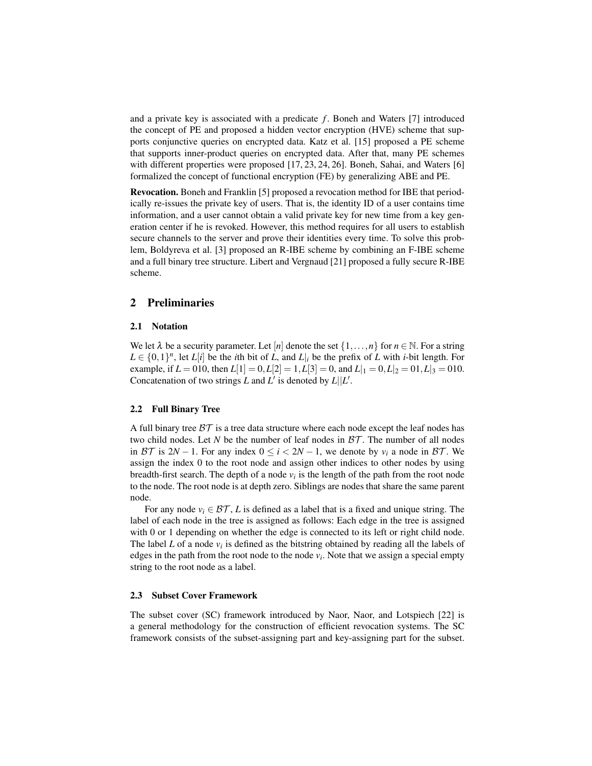and a private key is associated with a predicate $f$. Boneh and Waters [7] introduced the concept of PE and proposed a hidden vector encryption (HVE) scheme that supports conjunctive queries on encrypted data. Katz et al. [15] proposed a PE scheme that supports inner-product queries on encrypted data. After that, many PE schemes with different properties were proposed [17, 23, 24, 26]. Boneh, Sahai, and Waters [6] formalized the concept of functional encryption (FE) by generalizing ABE and PE.

**Revocation.** Boneh and Franklin [5] proposed a revocation method for IBE that periodically re-issues the private key of users. That is, the identity ID of a user contains time information, and a user cannot obtain a valid private key for new time from a key generation center if he is revoked. However, this method requires for all users to establish secure channels to the server and prove their identities every time. To solve this problem, Boldyreva et al. [3] proposed an R-IBE scheme by combining an F-IBE scheme and a full binary tree structure. Libert and Vergnaud [21] proposed a fully secure R-IBE scheme.

## 2 Preliminaries

### 2.1 Notation

We let $\lambda$ be a security parameter. Let $[n]$ denote the set $\{1,\dots,n\}$ for $n \in \mathbb{N}$. For a string $L \in \{0,1\}^n$, let $L[i]$ be the $i$th bit of $L$, and $L|_i$ be the prefix of $L$ with $i$-bit length. For example, if $L = 010$, then $L[1] = 0, L[2] = 1, L[3] = 0$, and $L|_1 = 0, L|_2 = 01, L|_3 = 010$. Concatenation of two strings $L$ and $L'$ is denoted by $L||L'$.

### 2.2 Full Binary Tree

A full binary tree $\mathcal{BT}$ is a tree data structure where each node except the leaf nodes has two child nodes. Let $N$ be the number of leaf nodes in $\mathcal{BT}$. The number of all nodes in $\mathcal{BT}$ is $2N-1$. For any index $0 \leq i < 2N-1$, we denote by $v_i$ a node in $\mathcal{BT}$. We assign the index 0 to the root node and assign other indices to other nodes by using breadth-first search. The depth of a node $v_i$ is the length of the path from the root node to the node. The root node is at depth zero. Siblings are nodes that share the same parent node.

For any node $v_i \in \mathcal{BT}$, $L$ is defined as a label that is a fixed and unique string. The label of each node in the tree is assigned as follows: Each edge in the tree is assigned with 0 or 1 depending on whether the edge is connected to its left or right child node. The label $L$ of a node $v_i$ is defined as the bitstring obtained by reading all the labels of edges in the path from the root node to the node $v_i$. Note that we assign a special empty string to the root node as a label.

### 2.3 Subset Cover Framework

The subset cover (SC) framework introduced by Naor, Naor, and Lotspiech [22] is a general methodology for the construction of efficient revocation systems. The SC framework consists of the subset-assigning part and key-assigning part for the subset.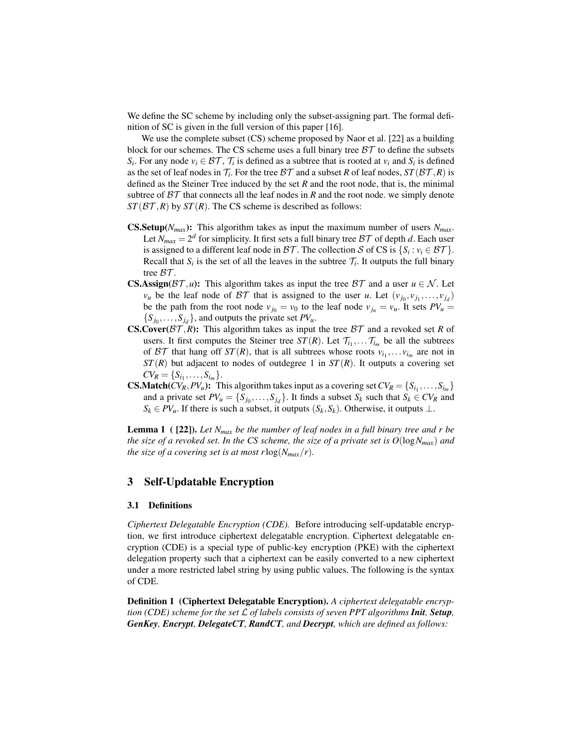We define the SC scheme by including only the subset-assigning part. The formal definition of SC is given in the full version of this paper [16].

We use the complete subset (CS) scheme proposed by Naor et al. [22] as a building block for our schemes. The CS scheme uses a full binary tree $\mathcal{BT}$ to define the subsets $S_i$. For any node $v_i \in \mathcal{BT}$, $\mathcal{T}_i$ is defined as a subtree that is rooted at $v_i$ and $S_i$ is defined as the set of leaf nodes in $\mathcal{T}_i$. For the tree $\mathcal{BT}$ and a subset $R$ of leaf nodes, $ST(\mathcal{BT}, R)$ is defined as the Steiner Tree induced by the set $R$ and the root node, that is, the minimal subtree of $\mathcal{BT}$ that connects all the leaf nodes in $R$ and the root node. we simply denote $ST(\mathcal{BT}, R)$ by $ST(R)$. The CS scheme is described as follows:

- **CS.Setup($N_{max}$):** This algorithm takes as input the maximum number of users $N_{max}$. Let $N_{max} = 2^d$ for simplicity. It first sets a full binary tree $\mathcal{BT}$ of depth $d$. Each user is assigned to a different leaf node in $\mathcal{BT}$. The collection $\mathcal{S}$ of CS is $\{S_i : v_i \in \mathcal{BT}\}$. Recall that $S_i$ is the set of all the leaves in the subtree $\mathcal{T}_i$. It outputs the full binary tree $\mathcal{BT}$.
- **CS.Assign($\mathcal{BT}, u$):** This algorithm takes as input the tree $\mathcal{BT}$ and a user $u \in \mathcal{N}$. Let $v_u$ be the leaf node of $\mathcal{BT}$ that is assigned to the user $u$. Let $(v_{j_0}, v_{j_1}, \ldots, v_{j_d})$ be the path from the root node $v_{j_0} = v_0$ to the leaf node $v_{j_n} = v_u$. It sets $PV_u = \{S_{j_0}, \ldots, S_{j_d}\}$, and outputs the private set $PV_u$.
- **CS.Cover($\mathcal{BT}, R$):** This algorithm takes as input the tree $\mathcal{BT}$ and a revoked set $R$ of users. It first computes the Steiner tree $ST(R)$. Let $\mathcal{T}_{i_1}, \ldots \mathcal{T}_{i_m}$ be all the subtrees of $\mathcal{BT}$ that hang off $ST(R)$, that is all subtrees whose roots $v_{i_1}, \ldots v_{i_m}$ are not in $ST(R)$ but adjacent to nodes of outdegree 1 in $ST(R)$. It outputs a covering set $CV_R = \{S_{i_1}, \ldots, S_{i_m}\}$.
- **CS.Match($CV_R, PV_u$):** This algorithm takes input as a covering set $CV_R = \{S_{i_1}, \ldots, S_{i_m}\}$ and a private set $PV_u = \{S_{j_0}, \ldots, S_{j_d}\}$. It finds a subset $S_k$ such that $S_k \in CV_R$ and $S_k \in PV_u$. If there is such a subset, it outputs $(S_k, S_k)$. Otherwise, it outputs $\perp$.

**Lemma 1 ( [22]).** *Let $N_{max}$ be the number of leaf nodes in a full binary tree and $r$ be the size of a revoked set. In the CS scheme, the size of a private set is $O(\log N_{max})$ and the size of a covering set is at most $r \log(N_{max}/r)$.*

## 3 Self-Updatable Encryption

### 3.1 Definitions

*Ciphertext Delegatable Encryption (CDE).* Before introducing self-updatable encryption, we first introduce ciphertext delegatable encryption. Ciphertext delegatable encryption (CDE) is a special type of public-key encryption (PKE) with the ciphertext delegation property such that a ciphertext can be easily converted to a new ciphertext under a more restricted label string by using public values. The following is the syntax of CDE.

**Definition 1 (Ciphertext Delegatable Encryption).** *A ciphertext delegatable encryption (CDE) scheme for the set $\mathcal{L}$ of labels consists of seven PPT algorithms **Init**, **Setup**, **GenKey**, **Encrypt**, **DelegateCT**, **RandCT**, and **Decrypt**, which are defined as follows:*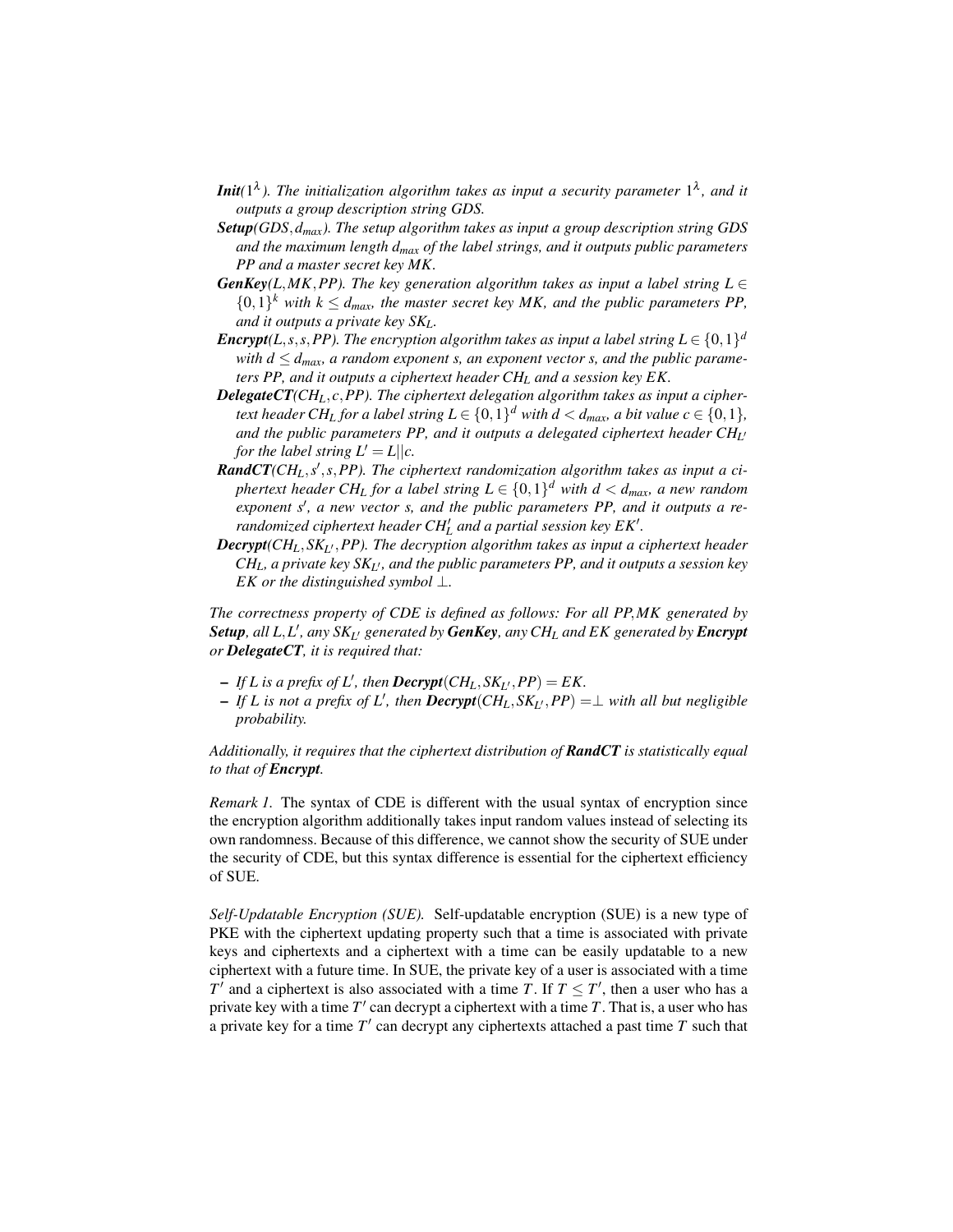- ***Init***$(1^\lambda)$. *The initialization algorithm takes as input a security parameter $1^\lambda$, and it outputs a group description string GDS.*
- ***Setup***$(GDS, d_{max})$. *The setup algorithm takes as input a group description string GDS and the maximum length $d_{max}$ of the label strings, and it outputs public parameters PP and a master secret key MK.*
- ***GenKey***$(L, MK, PP)$. *The key generation algorithm takes as input a label string $L \in \{0,1\}^k$ with $k \leq d_{max}$, the master secret key MK, and the public parameters PP, and it outputs a private key $SK_L$.*
- ***Encrypt***$(L, s, \mathbf{s}, PP)$. *The encryption algorithm takes as input a label string $L \in \{0,1\}^d$ with $d \leq d_{max}$, a random exponent s, an exponent vector **s**, and the public parameters PP, and it outputs a ciphertext header $CH_L$ and a session key EK.*
- ***DelegateCT***$(CH_L, c, PP)$. *The ciphertext delegation algorithm takes as input a ciphertext header $CH_L$ for a label string $L \in \{0,1\}^d$ with $d < d_{max}$, a bit value $c \in \{0,1\}$, and the public parameters PP, and it outputs a delegated ciphertext header $CH_{L'}$ for the label string $L' = L||c$.*
- ***RandCT***$(CH_L, s', \mathbf{s}, PP)$. *The ciphertext randomization algorithm takes as input a ciphertext header $CH_L$ for a label string $L \in \{0,1\}^d$ with $d < d_{max}$, a new random exponent $s'$, a new vector **s**, and the public parameters PP, and it outputs a re-randomized ciphertext header $CH'_L$ and a partial session key $EK'$.*
- ***Decrypt***$(CH_L, SK_{L'}, PP)$. *The decryption algorithm takes as input a ciphertext header $CH_L$, a private key $SK_{L'}$, and the public parameters PP, and it outputs a session key EK or the distinguished symbol $\perp$.*

*The correctness property of CDE is defined as follows: For all PP,MK generated by* ***Setup****, all $L, L'$, any $SK_{L'}$ generated by* ***GenKey****, any $CH_L$ and EK generated by* ***Encrypt*** *or* ***DelegateCT****, it is required that:*

- *If L is a prefix of $L'$, then* ***Decrypt***$(CH_L, SK_{L'}, PP) = EK$.
- *If L is not a prefix of $L'$, then* ***Decrypt***$(CH_L, SK_{L'}, PP) = \perp$ *with all but negligible probability.*

*Additionally, it requires that the ciphertext distribution of* ***RandCT*** *is statistically equal to that of* ***Encrypt****.*

*Remark 1.* The syntax of CDE is different with the usual syntax of encryption since the encryption algorithm additionally takes input random values instead of selecting its own randomness. Because of this difference, we cannot show the security of SUE under the security of CDE, but this syntax difference is essential for the ciphertext efficiency of SUE.

*Self-Updatable Encryption (SUE).* Self-updatable encryption (SUE) is a new type of PKE with the ciphertext updating property such that a time is associated with private keys and ciphertexts and a ciphertext with a time can be easily updatable to a new ciphertext with a future time. In SUE, the private key of a user is associated with a time $T'$ and a ciphertext is also associated with a time $T$. If $T \leq T'$, then a user who has a private key with a time $T'$ can decrypt a ciphertext with a time $T$. That is, a user who has a private key for a time $T'$ can decrypt any ciphertexts attached a past time $T$ such that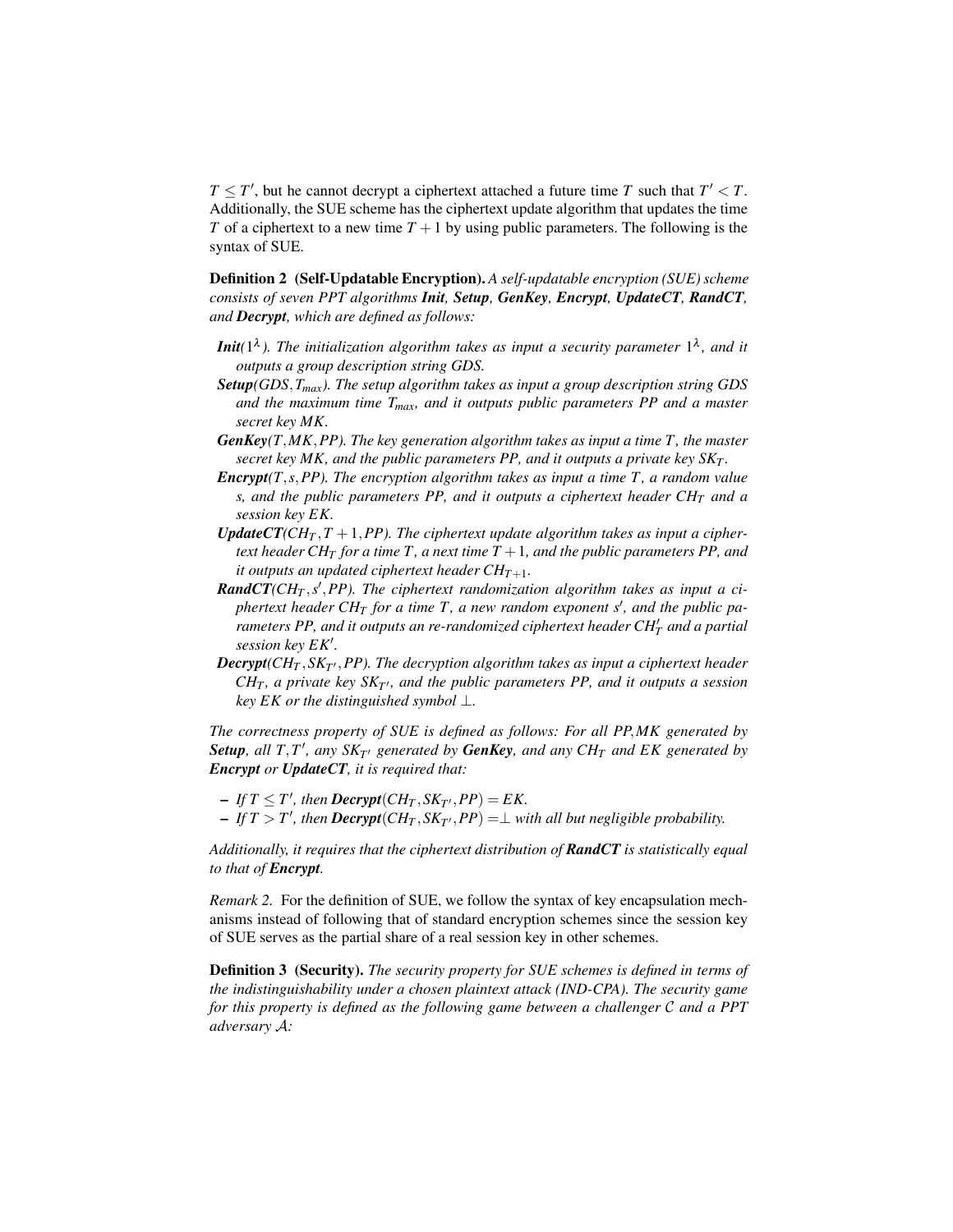$T \leq T'$, but he cannot decrypt a ciphertext attached a future time $T$ such that $T' < T$. Additionally, the SUE scheme has the ciphertext update algorithm that updates the time $T$ of a ciphertext to a new time $T+1$ by using public parameters. The following is the syntax of SUE.

**Definition 2 (Self-Updatable Encryption).** *A self-updatable encryption (SUE) scheme consists of seven PPT algorithms **Init**, **Setup**, **GenKey**, **Encrypt**, **UpdateCT**, **RandCT**, and **Decrypt**, which are defined as follows:*

- ***Init**($1^\lambda$). The initialization algorithm takes as input a security parameter $1^\lambda$, and it outputs a group description string GDS.*
- ***Setup**($GDS, T_{max}$). The setup algorithm takes as input a group description string GDS and the maximum time $T_{max}$, and it outputs public parameters PP and a master secret key MK.*
- ***GenKey**($T, MK, PP$). The key generation algorithm takes as input a time $T$, the master secret key MK, and the public parameters PP, and it outputs a private key $SK_T$.*
- ***Encrypt**($T, s, PP$). The encryption algorithm takes as input a time $T$, a random value s, and the public parameters PP, and it outputs a ciphertext header $CH_T$ and a session key EK.*
- ***UpdateCT**($CH_T, T+1, PP$). The ciphertext update algorithm takes as input a ciphertext header $CH_T$ for a time $T$, a next time $T+1$, and the public parameters PP, and it outputs an updated ciphertext header $CH_{T+1}$.*
- ***RandCT**($CH_T, s', PP$). The ciphertext randomization algorithm takes as input a ciphertext header $CH_T$ for a time $T$, a new random exponent $s'$, and the public parameters PP, and it outputs an re-randomized ciphertext header $CH'_T$ and a partial session key $EK'$.*
- ***Decrypt**($CH_T, SK_{T'}, PP$). The decryption algorithm takes as input a ciphertext header $CH_T$, a private key $SK_{T'}$, and the public parameters PP, and it outputs a session key EK or the distinguished symbol $\perp$.*

*The correctness property of SUE is defined as follows: For all PP,MK generated by **Setup**, all $T, T'$, any $SK_{T'}$ generated by **GenKey**, and any $CH_T$ and EK generated by **Encrypt** or **UpdateCT**, it is required that:*

- *If $T \leq T'$, then **Decrypt**$(CH_T, SK_{T'}, PP) = EK$.*
- *If $T > T'$, then **Decrypt**$(CH_T, SK_{T'}, PP) = \perp$ with all but negligible probability.*

*Additionally, it requires that the ciphertext distribution of **RandCT** is statistically equal to that of **Encrypt**.*

*Remark 2.* For the definition of SUE, we follow the syntax of key encapsulation mechanisms instead of following that of standard encryption schemes since the session key of SUE serves as the partial share of a real session key in other schemes.

**Definition 3 (Security).** *The security property for SUE schemes is defined in terms of the indistinguishability under a chosen plaintext attack (IND-CPA). The security game for this property is defined as the following game between a challenger $\mathcal{C}$ and a PPT adversary $\mathcal{A}$:*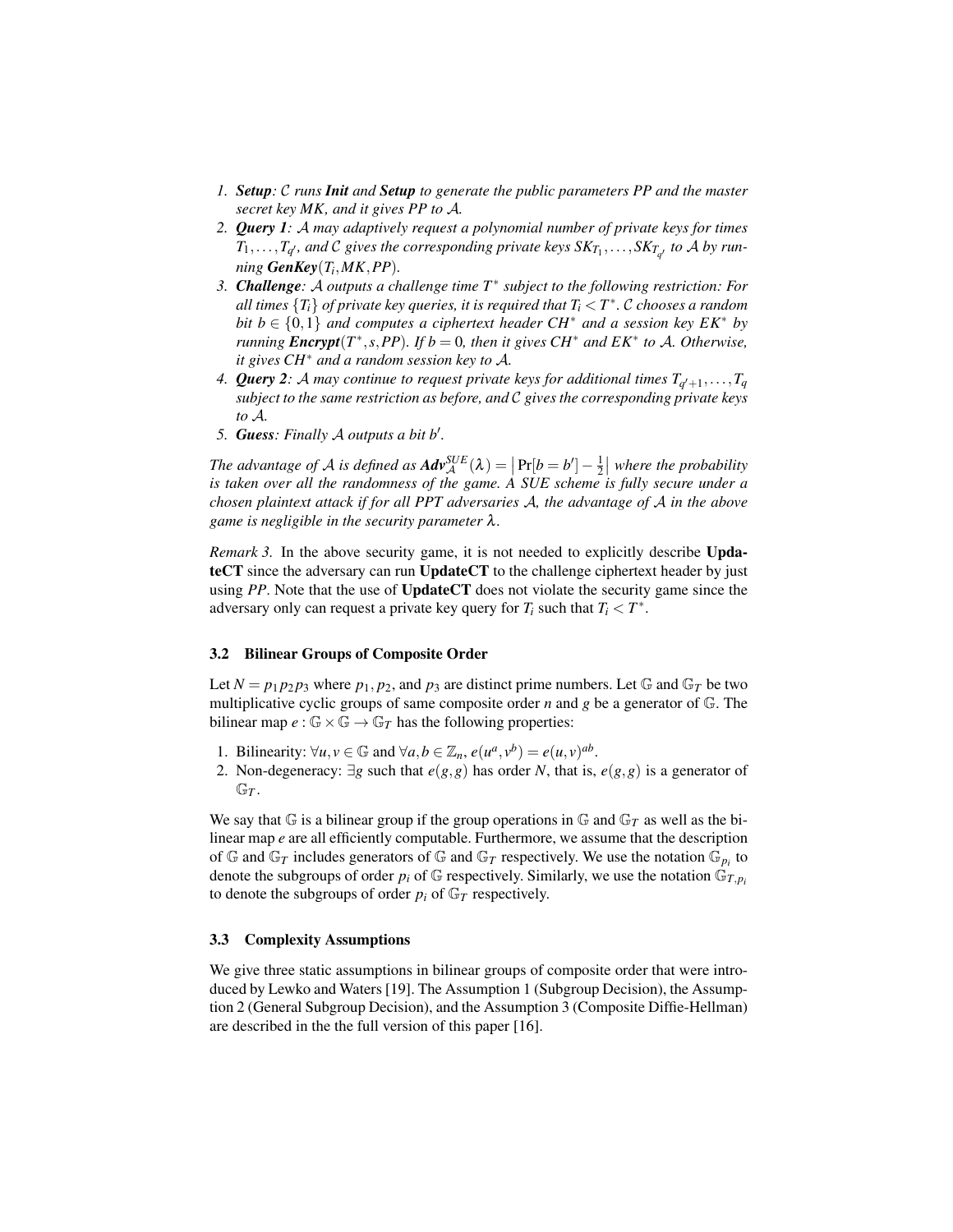1. ***Setup***: $\mathcal{C}$ runs ***Init*** and ***Setup*** to generate the public parameters *PP* and the master secret key *MK*, and it gives *PP* to $\mathcal{A}$.
2. ***Query 1***: $\mathcal{A}$ may adaptively request a polynomial number of private keys for times $T_1, \ldots, T_{q'}$, and $\mathcal{C}$ gives the corresponding private keys $SK_{T_1}, \ldots, SK_{T_{q'}}$ to $\mathcal{A}$ by running ***GenKey***$(T_i, MK, PP)$.
3. ***Challenge***: $\mathcal{A}$ outputs a challenge time $T^*$ subject to the following restriction: For all times $\{T_i\}$ of private key queries, it is required that $T_i < T^*$. $\mathcal{C}$ chooses a random bit $b \in \{0,1\}$ and computes a ciphertext header $CH^*$ and a session key $EK^*$ by running ***Encrypt***$(T^*, s, PP)$. If $b = 0$, then it gives $CH^*$ and $EK^*$ to $\mathcal{A}$. Otherwise, it gives $CH^*$ and a random session key to $\mathcal{A}$.
4. ***Query 2***: $\mathcal{A}$ may continue to request private keys for additional times $T_{q'+1}, \ldots, T_q$ subject to the same restriction as before, and $\mathcal{C}$ gives the corresponding private keys to $\mathcal{A}$.
5. ***Guess***: Finally $\mathcal{A}$ outputs a bit $b'$.

*The advantage of $\mathcal{A}$ is defined as $\boldsymbol{Adv}_{\mathcal{A}}^{SUE}(\lambda) = \left|\Pr[b = b'] - \frac{1}{2}\right|$ where the probability is taken over all the randomness of the game. A SUE scheme is fully secure under a chosen plaintext attack if for all PPT adversaries $\mathcal{A}$, the advantage of $\mathcal{A}$ in the above game is negligible in the security parameter $\lambda$.*

*Remark 3.* In the above security game, it is not needed to explicitly describe **UpdateCT** since the adversary can run **UpdateCT** to the challenge ciphertext header by just using *PP*. Note that the use of **UpdateCT** does not violate the security game since the adversary only can request a private key query for $T_i$ such that $T_i < T^*$.

### 3.2 Bilinear Groups of Composite Order

Let $N = p_1 p_2 p_3$ where $p_1, p_2$, and $p_3$ are distinct prime numbers. Let $\mathbb{G}$ and $\mathbb{G}_T$ be two multiplicative cyclic groups of same composite order $n$ and $g$ be a generator of $\mathbb{G}$. The bilinear map $e : \mathbb{G} \times \mathbb{G} \to \mathbb{G}_T$ has the following properties:

1. Bilinearity: $\forall u, v \in \mathbb{G}$ and $\forall a, b \in \mathbb{Z}_n$, $e(u^a, v^b) = e(u, v)^{ab}$.
2. Non-degeneracy: $\exists g$ such that $e(g, g)$ has order $N$, that is, $e(g, g)$ is a generator of $\mathbb{G}_T$.

We say that $\mathbb{G}$ is a bilinear group if the group operations in $\mathbb{G}$ and $\mathbb{G}_T$ as well as the bilinear map $e$ are all efficiently computable. Furthermore, we assume that the description of $\mathbb{G}$ and $\mathbb{G}_T$ includes generators of $\mathbb{G}$ and $\mathbb{G}_T$ respectively. We use the notation $\mathbb{G}_{p_i}$ to denote the subgroups of order $p_i$ of $\mathbb{G}$ respectively. Similarly, we use the notation $\mathbb{G}_{T,p_i}$ to denote the subgroups of order $p_i$ of $\mathbb{G}_T$ respectively.

### 3.3 Complexity Assumptions

We give three static assumptions in bilinear groups of composite order that were introduced by Lewko and Waters [19]. The Assumption 1 (Subgroup Decision), the Assumption 2 (General Subgroup Decision), and the Assumption 3 (Composite Diffie-Hellman) are described in the the full version of this paper [16].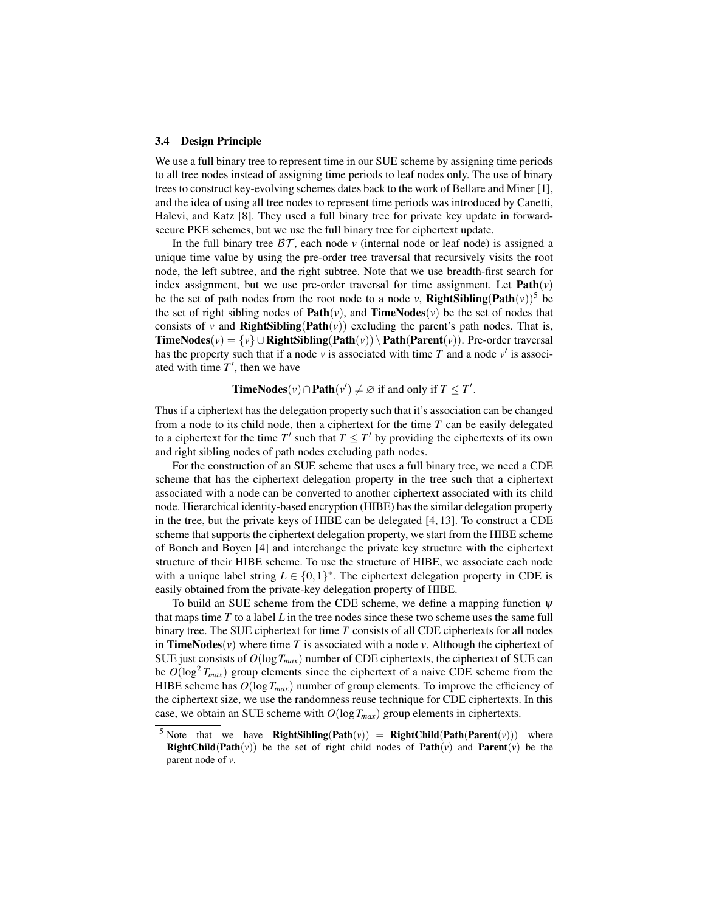### 3.4 Design Principle

We use a full binary tree to represent time in our SUE scheme by assigning time periods to all tree nodes instead of assigning time periods to leaf nodes only. The use of binary trees to construct key-evolving schemes dates back to the work of Bellare and Miner [1], and the idea of using all tree nodes to represent time periods was introduced by Canetti, Halevi, and Katz [8]. They used a full binary tree for private key update in forward-secure PKE schemes, but we use the full binary tree for ciphertext update.

In the full binary tree $\mathcal{BT}$, each node $v$ (internal node or leaf node) is assigned a unique time value by using the pre-order tree traversal that recursively visits the root node, the left subtree, and the right subtree. Note that we use breadth-first search for index assignment, but we use pre-order traversal for time assignment. Let $\mathbf{Path}(v)$ be the set of path nodes from the root node to a node $v$, $\mathbf{RightSibling}(\mathbf{Path}(v))$[5] be the set of right sibling nodes of $\mathbf{Path}(v)$, and $\mathbf{TimeNodes}(v)$ be the set of nodes that consists of $v$ and $\mathbf{RightSibling}(\mathbf{Path}(v))$ excluding the parent's path nodes. That is, $\mathbf{TimeNodes}(v) = \{v\} \cup \mathbf{RightSibling}(\mathbf{Path}(v)) \setminus \mathbf{Path}(\mathbf{Parent}(v))$. Pre-order traversal has the property such that if a node $v$ is associated with time $T$ and a node $v'$ is associated with time $T'$, then we have

$$\mathbf{TimeNodes}(v) \cap \mathbf{Path}(v') \neq \varnothing \text{ if and only if } T \leq T'.$$

Thus if a ciphertext has the delegation property such that it's association can be changed from a node to its child node, then a ciphertext for the time $T$ can be easily delegated to a ciphertext for the time $T'$ such that $T \leq T'$ by providing the ciphertexts of its own and right sibling nodes of path nodes excluding path nodes.

For the construction of an SUE scheme that uses a full binary tree, we need a CDE scheme that has the ciphertext delegation property in the tree such that a ciphertext associated with a node can be converted to another ciphertext associated with its child node. Hierarchical identity-based encryption (HIBE) has the similar delegation property in the tree, but the private keys of HIBE can be delegated [4, 13]. To construct a CDE scheme that supports the ciphertext delegation property, we start from the HIBE scheme of Boneh and Boyen [4] and interchange the private key structure with the ciphertext structure of their HIBE scheme. To use the structure of HIBE, we associate each node with a unique label string $L \in \{0,1\}^*$. The ciphertext delegation property in CDE is easily obtained from the private-key delegation property of HIBE.

To build an SUE scheme from the CDE scheme, we define a mapping function $\psi$ that maps time $T$ to a label $L$ in the tree nodes since these two scheme uses the same full binary tree. The SUE ciphertext for time $T$ consists of all CDE ciphertexts for all nodes in $\mathbf{TimeNodes}(v)$ where time $T$ is associated with a node $v$. Although the ciphertext of SUE just consists of $O(\log T_{max})$ number of CDE ciphertexts, the ciphertext of SUE can be $O(\log^2 T_{max})$ group elements since the ciphertext of a naive CDE scheme from the HIBE scheme has $O(\log T_{max})$ number of group elements. To improve the efficiency of the ciphertext size, we use the randomness reuse technique for CDE ciphertexts. In this case, we obtain an SUE scheme with $O(\log T_{max})$ group elements in ciphertexts.

[5] Note that we have $\mathbf{RightSibling}(\mathbf{Path}(v)) = \mathbf{RightChild}(\mathbf{Path}(\mathbf{Parent}(v)))$ where $\mathbf{RightChild}(\mathbf{Path}(v))$ be the set of right child nodes of $\mathbf{Path}(v)$ and $\mathbf{Parent}(v)$ be the parent node of $v$.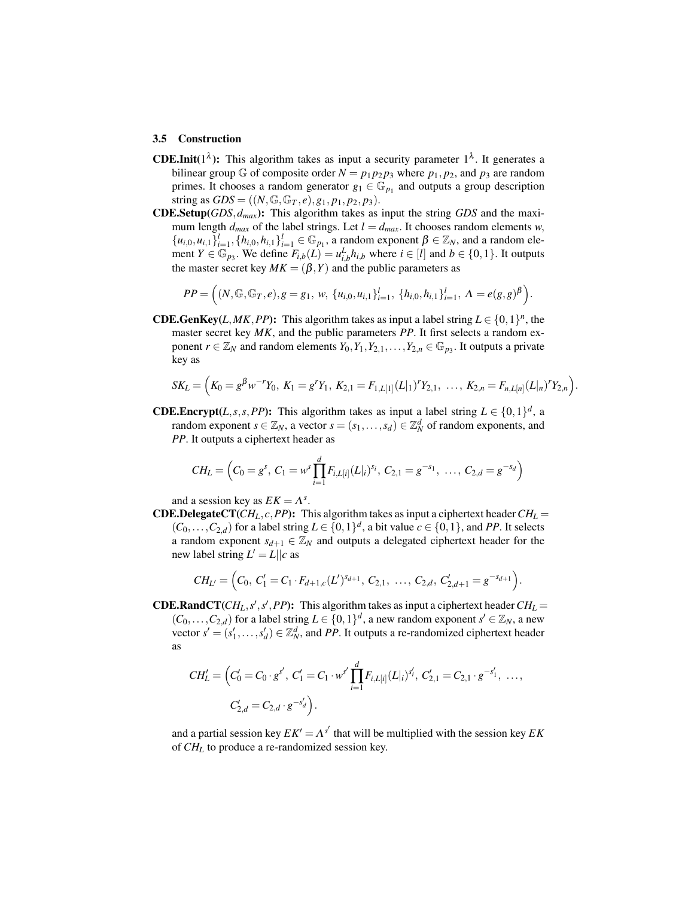### 3.5 Construction

**CDE.Init($1^\lambda$):** This algorithm takes as input a security parameter $1^\lambda$. It generates a bilinear group $\mathbb{G}$ of composite order $N = p_1 p_2 p_3$ where $p_1, p_2$, and $p_3$ are random primes. It chooses a random generator $g_1 \in \mathbb{G}_{p_1}$ and outputs a group description string as $GDS = ((N, \mathbb{G}, \mathbb{G}_T, e), g_1, p_1, p_2, p_3)$.

**CDE.Setup($GDS, d_{max}$):** This algorithm takes as input the string $GDS$ and the maximum length $d_{max}$ of the label strings. Let $l = d_{max}$. It chooses random elements $w$, $\{u_{i,0}, u_{i,1}\}_{i=1}^{l}, \{h_{i,0}, h_{i,1}\}_{i=1}^{l} \in \mathbb{G}_{p_1}$, a random exponent $\beta \in \mathbb{Z}_N$, and a random element $Y \in \mathbb{G}_{p_3}$. We define $F_{i,b}(L) = u_{i,b}^{L} h_{i,b}$ where $i \in [l]$ and $b \in \{0,1\}$. It outputs the master secret key $MK = (\beta, Y)$ and the public parameters as

$$PP = \Big((N, \mathbb{G}, \mathbb{G}_T, e), g = g_1,\ w,\ \{u_{i,0}, u_{i,1}\}_{i=1}^{l},\ \{h_{i,0}, h_{i,1}\}_{i=1}^{l},\ \Lambda = e(g,g)^{\beta}\Big).$$

**CDE.GenKey($L, MK, PP$):** This algorithm takes as input a label string $L \in \{0,1\}^n$, the master secret key $MK$, and the public parameters $PP$. It first selects a random exponent $r \in \mathbb{Z}_N$ and random elements $Y_0, Y_1, Y_{2,1}, \ldots, Y_{2,n} \in \mathbb{G}_{p_3}$. It outputs a private key as

$$SK_L = \Big(K_0 = g^{\beta} w^{-r} Y_0,\ K_1 = g^r Y_1,\ K_{2,1} = F_{1,L[1]}(L|_1)^r Y_{2,1},\ \ldots,\ K_{2,n} = F_{n,L[n]}(L|_n)^r Y_{2,n}\Big).$$

**CDE.Encrypt($L, s, \vec{s}, PP$):** This algorithm takes as input a label string $L \in \{0,1\}^d$, a random exponent $s \in \mathbb{Z}_N$, a vector $\vec{s} = (s_1, \ldots, s_d) \in \mathbb{Z}_N^d$ of random exponents, and $PP$. It outputs a ciphertext header as

$$CH_L = \Big(C_0 = g^s,\ C_1 = w^s \prod_{i=1}^{d} F_{i,L[i]}(L|_i)^{s_i},\ C_{2,1} = g^{-s_1},\ \ldots,\ C_{2,d} = g^{-s_d}\Big)$$

and a session key as $EK = \Lambda^s$.

**CDE.DelegateCT($CH_L, c, PP$):** This algorithm takes as input a ciphertext header $CH_L = (C_0, \ldots, C_{2,d})$ for a label string $L \in \{0,1\}^d$, a bit value $c \in \{0,1\}$, and $PP$. It selects a random exponent $s_{d+1} \in \mathbb{Z}_N$ and outputs a delegated ciphertext header for the new label string $L' = L \| c$ as

$$CH_{L'} = \Big(C_0,\ C_1' = C_1 \cdot F_{d+1,c}(L')^{s_{d+1}},\ C_{2,1},\ \ldots,\ C_{2,d},\ C_{2,d+1}' = g^{-s_{d+1}}\Big).$$

**CDE.RandCT($CH_L, s', \vec{s}', PP$):** This algorithm takes as input a ciphertext header $CH_L = (C_0, \ldots, C_{2,d})$ for a label string $L \in \{0,1\}^d$, a new random exponent $s' \in \mathbb{Z}_N$, a new vector $\vec{s}' = (s_1', \ldots, s_d') \in \mathbb{Z}_N^d$, and $PP$. It outputs a re-randomized ciphertext header as

$$\begin{aligned} CH_L' = \Big(&C_0' = C_0 \cdot g^{s'},\ C_1' = C_1 \cdot w^{s'} \prod_{i=1}^{d} F_{i,L[i]}(L|_i)^{s_i'},\ C_{2,1}' = C_{2,1} \cdot g^{-s_1'},\ \ldots, \\ &C_{2,d}' = C_{2,d} \cdot g^{-s_d'}\Big). \end{aligned}$$

and a partial session key $EK' = \Lambda^{s'}$ that will be multiplied with the session key $EK$ of $CH_L$ to produce a re-randomized session key.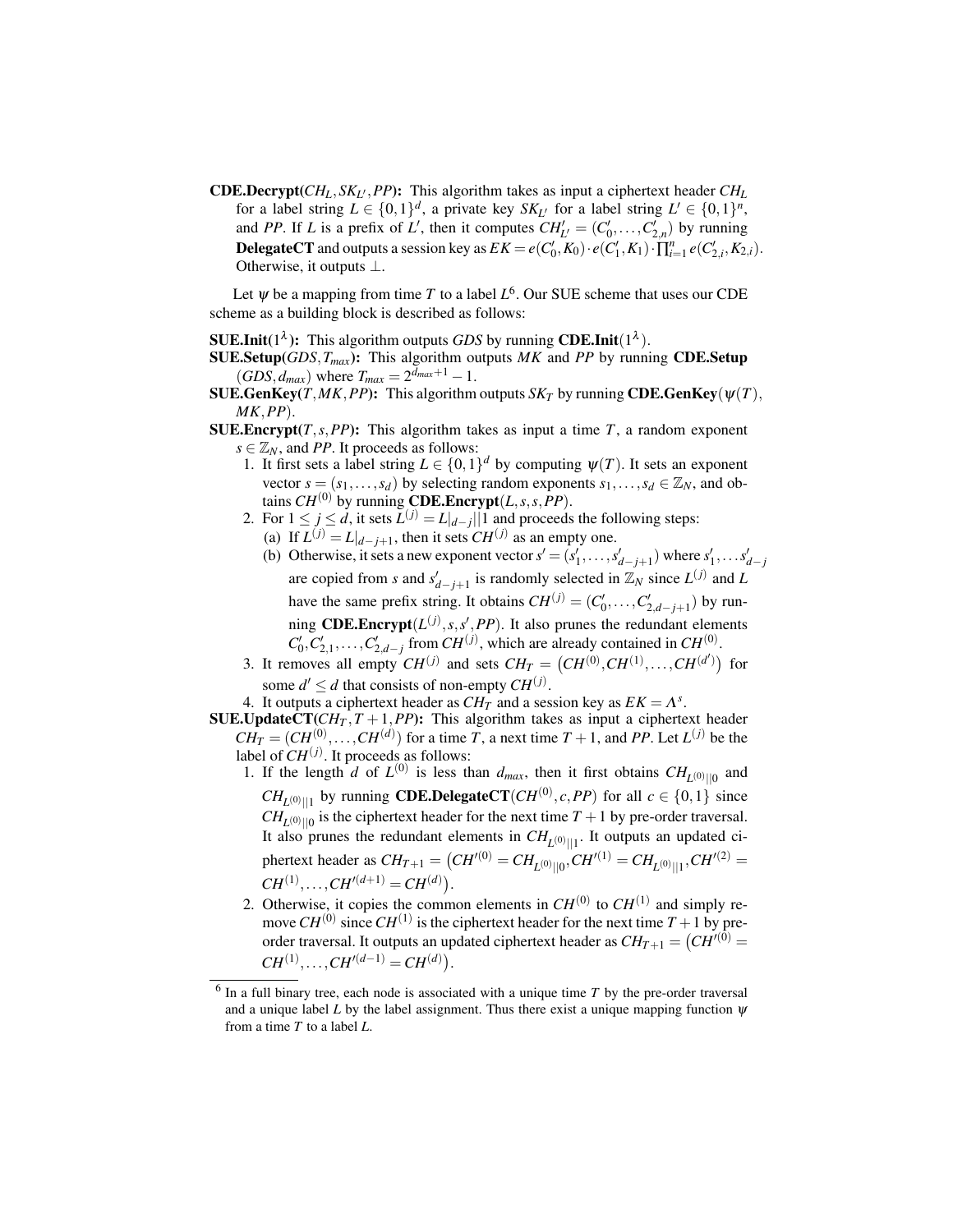**CDE.Decrypt**($CH_L, SK_{L'}, PP$)**:** This algorithm takes as input a ciphertext header $CH_L$ for a label string $L \in \{0,1\}^d$, a private key $SK_{L'}$ for a label string $L' \in \{0,1\}^n$, and $PP$. If $L$ is a prefix of $L'$, then it computes $CH'_{L'} = (C'_0, \ldots, C'_{2,n})$ by running **DelegateCT** and outputs a session key as $EK = e(C'_0, K_0) \cdot e(C'_1, K_1) \cdot \prod_{i=1}^{n} e(C'_{2,i}, K_{2,i})$. Otherwise, it outputs $\perp$.

Let $\psi$ be a mapping from time $T$ to a label $L$[6]. Our SUE scheme that uses our CDE scheme as a building block is described as follows:

**SUE.Init**($1^\lambda$)**:** This algorithm outputs $GDS$ by running **CDE.Init**($1^\lambda$).

**SUE.Setup**($GDS, T_{max}$)**:** This algorithm outputs $MK$ and $PP$ by running **CDE.Setup** ($GDS, d_{max}$) where $T_{max} = 2^{d_{max}+1} - 1$.

**SUE.GenKey**($T, MK, PP$)**:** This algorithm outputs $SK_T$ by running **CDE.GenKey**($\psi(T)$, $MK, PP$).

**SUE.Encrypt**($T, s, PP$)**:** This algorithm takes as input a time $T$, a random exponent $s \in \mathbb{Z}_N$, and $PP$. It proceeds as follows:

1. It first sets a label string $L \in \{0,1\}^d$ by computing $\psi(T)$. It sets an exponent vector $s = (s_1, \ldots, s_d)$ by selecting random exponents $s_1, \ldots, s_d \in \mathbb{Z}_N$, and obtains $CH^{(0)}$ by running **CDE.Encrypt**($L, s, s, PP$).
2. For $1 \leq j \leq d$, it sets $L^{(j)} = L|_{d-j}||1$ and proceeds the following steps:
   (a) If $L^{(j)} = L|_{d-j+1}$, then it sets $CH^{(j)}$ as an empty one.
   (b) Otherwise, it sets a new exponent vector $s' = (s'_1, \ldots, s'_{d-j+1})$ where $s'_1, \ldots s'_{d-j}$ are copied from $s$ and $s'_{d-j+1}$ is randomly selected in $\mathbb{Z}_N$ since $L^{(j)}$ and $L$ have the same prefix string. It obtains $CH^{(j)} = (C'_0, \ldots, C'_{2,d-j+1})$ by running **CDE.Encrypt**($L^{(j)}, s, s', PP$). It also prunes the redundant elements $C'_0, C'_{2,1}, \ldots, C'_{2,d-j}$ from $CH^{(j)}$, which are already contained in $CH^{(0)}$.
3. It removes all empty $CH^{(j)}$ and sets $CH_T = \big(CH^{(0)}, CH^{(1)}, \ldots, CH^{(d')}\big)$ for some $d' \leq d$ that consists of non-empty $CH^{(j)}$.
4. It outputs a ciphertext header as $CH_T$ and a session key as $EK = \Lambda^s$.

**SUE.UpdateCT**($CH_T, T+1, PP$)**:** This algorithm takes as input a ciphertext header $CH_T = (CH^{(0)}, \ldots, CH^{(d)})$ for a time $T$, a next time $T+1$, and $PP$. Let $L^{(j)}$ be the label of $CH^{(j)}$. It proceeds as follows:

1. If the length $d$ of $L^{(0)}$ is less than $d_{max}$, then it first obtains $CH_{L^{(0)}||0}$ and $CH_{L^{(0)}||1}$ by running **CDE.DelegateCT**($CH^{(0)}, c, PP$) for all $c \in \{0,1\}$ since $CH_{L^{(0)}||0}$ is the ciphertext header for the next time $T+1$ by pre-order traversal. It also prunes the redundant elements in $CH_{L^{(0)}||1}$. It outputs an updated ciphertext header as $CH_{T+1} = \big(CH'^{(0)} = CH_{L^{(0)}||0}, CH'^{(1)} = CH_{L^{(0)}||1}, CH'^{(2)} = CH^{(1)}, \ldots, CH'^{(d+1)} = CH^{(d)}\big)$.
2. Otherwise, it copies the common elements in $CH^{(0)}$ to $CH^{(1)}$ and simply remove $CH^{(0)}$ since $CH^{(1)}$ is the ciphertext header for the next time $T+1$ by pre-order traversal. It outputs an updated ciphertext header as $CH_{T+1} = \big(CH'^{(0)} = CH^{(1)}, \ldots, CH'^{(d-1)} = CH^{(d)}\big)$.

---

[6] In a full binary tree, each node is associated with a unique time $T$ by the pre-order traversal and a unique label $L$ by the label assignment. Thus there exist a unique mapping function $\psi$ from a time $T$ to a label $L$.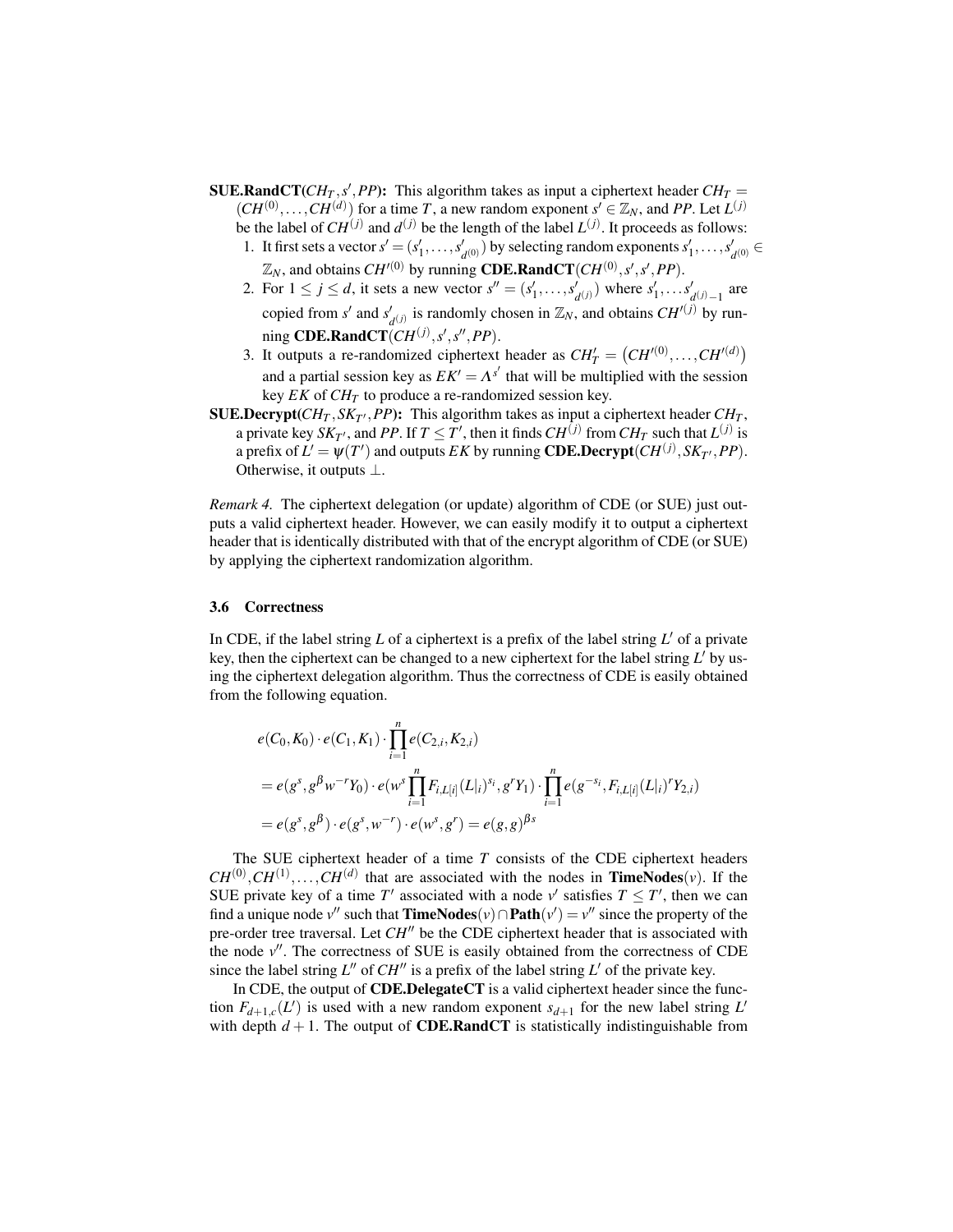**SUE.RandCT($CH_T, s', PP$):** This algorithm takes as input a ciphertext header $CH_T = (CH^{(0)}, \ldots, CH^{(d)})$ for a time $T$, a new random exponent $s' \in \mathbb{Z}_N$, and $PP$. Let $L^{(j)}$ be the label of $CH^{(j)}$ and $d^{(j)}$ be the length of the label $L^{(j)}$. It proceeds as follows:

1. It first sets a vector $\vec{s}' = (s'_1, \ldots, s'_{d^{(0)}})$ by selecting random exponents $s'_1, \ldots, s'_{d^{(0)}} \in \mathbb{Z}_N$, and obtains $CH'^{(0)}$ by running **CDE.RandCT**($CH^{(0)}, s', \vec{s}', PP$).
2. For $1 \leq j \leq d$, it sets a new vector $\vec{s}'' = (s'_1, \ldots, s'_{d^{(j)}})$ where $s'_1, \ldots s'_{d^{(j)}-1}$ are copied from $\vec{s}'$ and $s'_{d^{(j)}}$ is randomly chosen in $\mathbb{Z}_N$, and obtains $CH'^{(j)}$ by running **CDE.RandCT**($CH^{(j)}, s', \vec{s}'', PP$).
3. It outputs a re-randomized ciphertext header as $CH'_T = \left(CH'^{(0)}, \ldots, CH'^{(d)}\right)$ and a partial session key as $EK' = \Lambda^{s'}$ that will be multiplied with the session key $EK$ of $CH_T$ to produce a re-randomized session key.

**SUE.Decrypt($CH_T, SK_{T'}, PP$):** This algorithm takes as input a ciphertext header $CH_T$, a private key $SK_{T'}$, and $PP$. If $T \leq T'$, then it finds $CH^{(j)}$ from $CH_T$ such that $L^{(j)}$ is a prefix of $L' = \psi(T')$ and outputs $EK$ by running **CDE.Decrypt**($CH^{(j)}, SK_{T'}, PP$). Otherwise, it outputs $\perp$.

*Remark 4.* The ciphertext delegation (or update) algorithm of CDE (or SUE) just outputs a valid ciphertext header. However, we can easily modify it to output a ciphertext header that is identically distributed with that of the encrypt algorithm of CDE (or SUE) by applying the ciphertext randomization algorithm.

### 3.6 Correctness

In CDE, if the label string $L$ of a ciphertext is a prefix of the label string $L'$ of a private key, then the ciphertext can be changed to a new ciphertext for the label string $L'$ by using the ciphertext delegation algorithm. Thus the correctness of CDE is easily obtained from the following equation.

$$
\begin{aligned}
& e(C_0, K_0) \cdot e(C_1, K_1) \cdot \prod_{i=1}^{n} e(C_{2,i}, K_{2,i}) \\
&= e(g^s, g^\beta w^{-r} Y_0) \cdot e(w^s \prod_{i=1}^{n} F_{i,L[i]}(L|_i)^{s_i}, g^r Y_1) \cdot \prod_{i=1}^{n} e(g^{-s_i}, F_{i,L[i]}(L|_i)^r Y_{2,i}) \\
&= e(g^s, g^\beta) \cdot e(g^s, w^{-r}) \cdot e(w^s, g^r) = e(g,g)^{\beta s}
\end{aligned}
$$

The SUE ciphertext header of a time $T$ consists of the CDE ciphertext headers $CH^{(0)}, CH^{(1)}, \ldots, CH^{(d)}$ that are associated with the nodes in **TimeNodes**($v$). If the SUE private key of a time $T'$ associated with a node $v'$ satisfies $T \leq T'$, then we can find a unique node $v''$ such that **TimeNodes**($v$) $\cap$ **Path**($v'$) $= v''$ since the property of the pre-order tree traversal. Let $CH''$ be the CDE ciphertext header that is associated with the node $v''$. The correctness of SUE is easily obtained from the correctness of CDE since the label string $L''$ of $CH''$ is a prefix of the label string $L'$ of the private key.

In CDE, the output of **CDE.DelegateCT** is a valid ciphertext header since the function $F_{d+1,c}(L')$ is used with a new random exponent $s_{d+1}$ for the new label string $L'$ with depth $d+1$. The output of **CDE.RandCT** is statistically indistinguishable from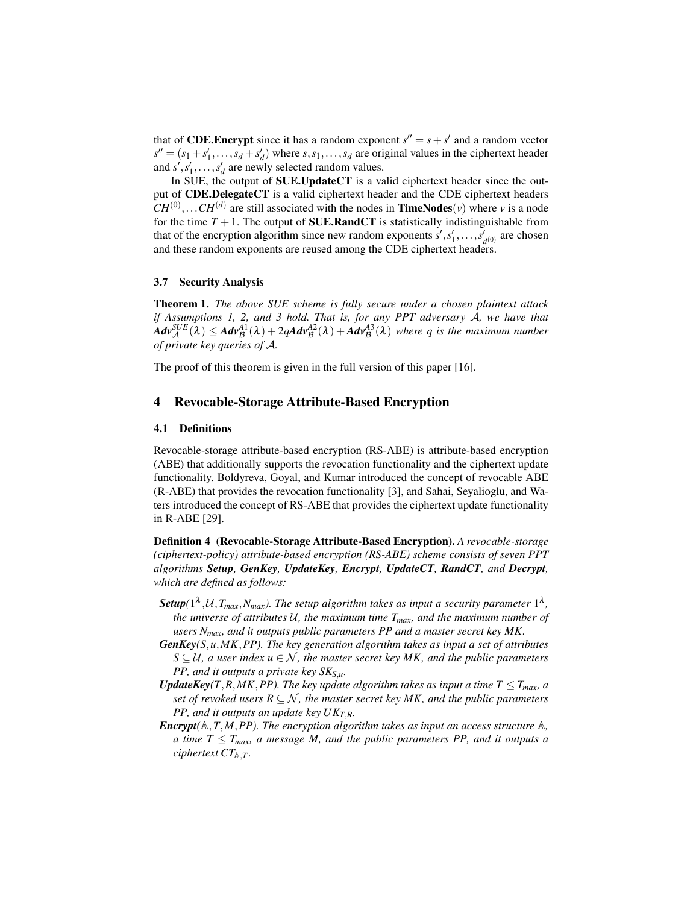that of **CDE.Encrypt** since it has a random exponent $s'' = s + s'$ and a random vector $s'' = (s_1 + s'_1, \ldots, s_d + s'_d)$ where $s, s_1, \ldots, s_d$ are original values in the ciphertext header and $s', s'_1, \ldots, s'_d$ are newly selected random values.

In SUE, the output of **SUE.UpdateCT** is a valid ciphertext header since the output of **CDE.DelegateCT** is a valid ciphertext header and the CDE ciphertext headers $CH^{(0)}, \ldots CH^{(d)}$ are still associated with the nodes in **TimeNodes**$(v)$ where $v$ is a node for the time $T+1$. The output of **SUE.RandCT** is statistically indistinguishable from that of the encryption algorithm since new random exponents $s', s'_1, \ldots, s'_{d^{(0)}}$ are chosen and these random exponents are reused among the CDE ciphertext headers.

### 3.7 Security Analysis

**Theorem 1.** *The above SUE scheme is fully secure under a chosen plaintext attack if Assumptions 1, 2, and 3 hold. That is, for any PPT adversary $\mathcal{A}$, we have that $\boldsymbol{Adv}_{\mathcal{A}}^{SUE}(\lambda) \leq \boldsymbol{Adv}_{\mathcal{B}}^{A1}(\lambda) + 2q\boldsymbol{Adv}_{\mathcal{B}}^{A2}(\lambda) + \boldsymbol{Adv}_{\mathcal{B}}^{A3}(\lambda)$ where $q$ is the maximum number of private key queries of $\mathcal{A}$.*

The proof of this theorem is given in the full version of this paper [16].

## 4 Revocable-Storage Attribute-Based Encryption

### 4.1 Definitions

Revocable-storage attribute-based encryption (RS-ABE) is attribute-based encryption (ABE) that additionally supports the revocation functionality and the ciphertext update functionality. Boldyreva, Goyal, and Kumar introduced the concept of revocable ABE (R-ABE) that provides the revocation functionality [3], and Sahai, Seyalioglu, and Waters introduced the concept of RS-ABE that provides the ciphertext update functionality in R-ABE [29].

**Definition 4 (Revocable-Storage Attribute-Based Encryption).** *A revocable-storage (ciphertext-policy) attribute-based encryption (RS-ABE) scheme consists of seven PPT algorithms **Setup**, **GenKey**, **UpdateKey**, **Encrypt**, **UpdateCT**, **RandCT**, and **Decrypt**, which are defined as follows:*

- ***Setup**$(1^\lambda, \mathcal{U}, T_{max}, N_{max})$. The setup algorithm takes as input a security parameter $1^\lambda$, the universe of attributes $\mathcal{U}$, the maximum time $T_{max}$, and the maximum number of users $N_{max}$, and it outputs public parameters $PP$ and a master secret key $MK$.*
- ***GenKey**$(S, u, MK, PP)$. The key generation algorithm takes as input a set of attributes $S \subseteq \mathcal{U}$, a user index $u \in \mathcal{N}$, the master secret key $MK$, and the public parameters $PP$, and it outputs a private key $SK_{S,u}$.*
- ***UpdateKey**$(T, R, MK, PP)$. The key update algorithm takes as input a time $T \leq T_{max}$, a set of revoked users $R \subseteq \mathcal{N}$, the master secret key $MK$, and the public parameters $PP$, and it outputs an update key $UK_{T,R}$.*
- ***Encrypt**$(\mathbb{A}, T, M, PP)$. The encryption algorithm takes as input an access structure $\mathbb{A}$, a time $T \leq T_{max}$, a message $M$, and the public parameters $PP$, and it outputs a ciphertext $CT_{\mathbb{A},T}$.*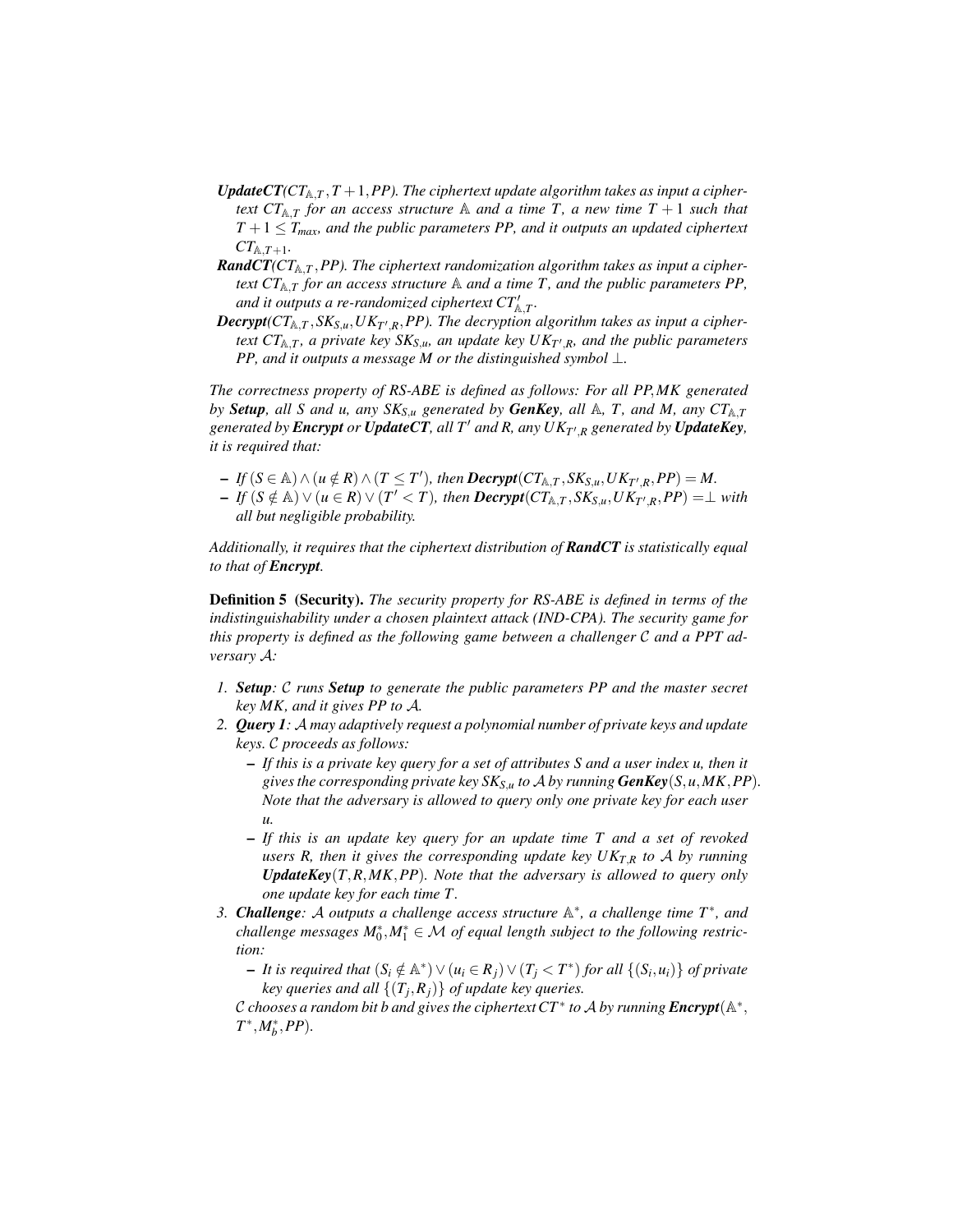- ***UpdateCT***($CT_{\mathbb{A},T}, T+1, PP$). *The ciphertext update algorithm takes as input a ciphertext $CT_{\mathbb{A},T}$ for an access structure $\mathbb{A}$ and a time $T$, a new time $T+1$ such that $T+1 \leq T_{max}$, and the public parameters PP, and it outputs an updated ciphertext $CT_{\mathbb{A},T+1}$.*
- ***RandCT***($CT_{\mathbb{A},T}, PP$). *The ciphertext randomization algorithm takes as input a ciphertext $CT_{\mathbb{A},T}$ for an access structure $\mathbb{A}$ and a time $T$, and the public parameters PP, and it outputs a re-randomized ciphertext $CT'_{\mathbb{A},T}$.*
- ***Decrypt***($CT_{\mathbb{A},T}, SK_{S,u}, UK_{T',R}, PP$). *The decryption algorithm takes as input a ciphertext $CT_{\mathbb{A},T}$, a private key $SK_{S,u}$, an update key $UK_{T',R}$, and the public parameters PP, and it outputs a message M or the distinguished symbol $\perp$.*

*The correctness property of RS-ABE is defined as follows: For all PP,MK generated by **Setup**, all S and u, any $SK_{S,u}$ generated by **GenKey**, all $\mathbb{A}$, T, and M, any $CT_{\mathbb{A},T}$ generated by **Encrypt** or **UpdateCT**, all $T'$ and R, any $UK_{T',R}$ generated by **UpdateKey**, it is required that:*

- *If $(S \in \mathbb{A}) \wedge (u \notin R) \wedge (T \leq T')$, then **Decrypt**$(CT_{\mathbb{A},T}, SK_{S,u}, UK_{T',R}, PP) = M$.*
- *If $(S \notin \mathbb{A}) \vee (u \in R) \vee (T' < T)$, then **Decrypt**$(CT_{\mathbb{A},T}, SK_{S,u}, UK_{T',R}, PP) = \perp$ with all but negligible probability.*

*Additionally, it requires that the ciphertext distribution of **RandCT** is statistically equal to that of **Encrypt**.*

**Definition 5 (Security).** *The security property for RS-ABE is defined in terms of the indistinguishability under a chosen plaintext attack (IND-CPA). The security game for this property is defined as the following game between a challenger $\mathcal{C}$ and a PPT adversary $\mathcal{A}$:*

1. ***Setup**: $\mathcal{C}$ runs **Setup** to generate the public parameters PP and the master secret key MK, and it gives PP to $\mathcal{A}$.*
2. ***Query 1**: $\mathcal{A}$ may adaptively request a polynomial number of private keys and update keys. $\mathcal{C}$ proceeds as follows:*
   - *If this is a private key query for a set of attributes S and a user index u, then it gives the corresponding private key $SK_{S,u}$ to $\mathcal{A}$ by running **GenKey**$(S, u, MK, PP)$. Note that the adversary is allowed to query only one private key for each user u.*
   - *If this is an update key query for an update time T and a set of revoked users R, then it gives the corresponding update key $UK_{T,R}$ to $\mathcal{A}$ by running **UpdateKey**$(T, R, MK, PP)$. Note that the adversary is allowed to query only one update key for each time T.*
3. ***Challenge**: $\mathcal{A}$ outputs a challenge access structure $\mathbb{A}^*$, a challenge time $T^*$, and challenge messages $M_0^*, M_1^* \in \mathcal{M}$ of equal length subject to the following restriction:*
   - *It is required that $(S_i \notin \mathbb{A}^*) \vee (u_i \in R_j) \vee (T_j < T^*)$ for all $\{(S_i, u_i)\}$ of private key queries and all $\{(T_j, R_j)\}$ of update key queries.*

   *$\mathcal{C}$ chooses a random bit b and gives the ciphertext $CT^*$ to $\mathcal{A}$ by running **Encrypt**$(\mathbb{A}^*, T^*, M_b^*, PP)$.*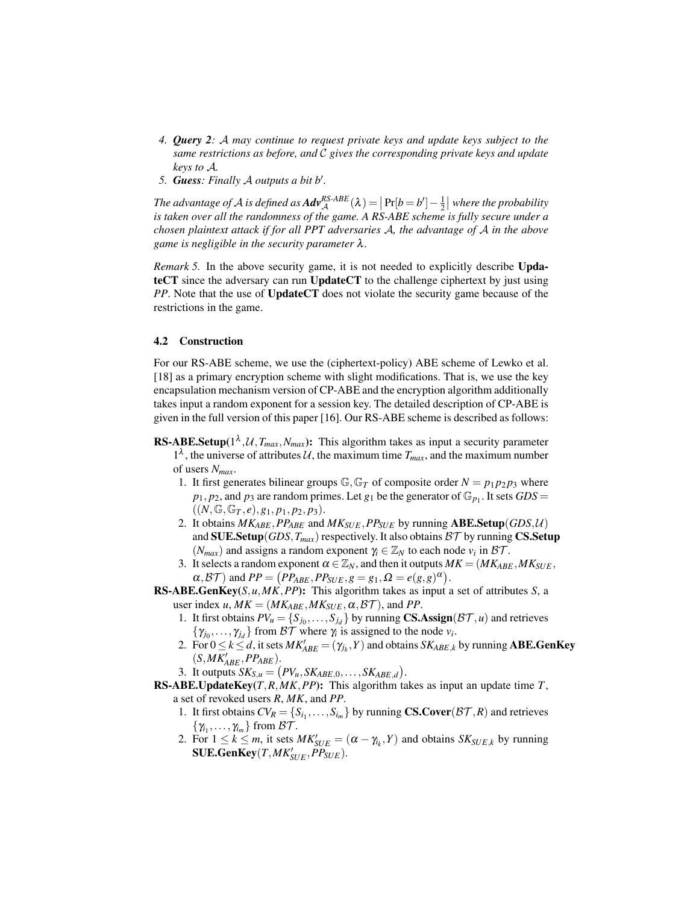4. ***Query 2***: $\mathcal{A}$ *may continue to request private keys and update keys subject to the same restrictions as before, and* $\mathcal{C}$ *gives the corresponding private keys and update keys to* $\mathcal{A}$.
5. ***Guess***: *Finally* $\mathcal{A}$ *outputs a bit* $b'$.

*The advantage of* $\mathcal{A}$ *is defined as* $\boldsymbol{Adv}_{\mathcal{A}}^{RS\text{-}ABE}(\lambda) = \big|\Pr[b = b'] - \frac{1}{2}\big|$ *where the probability is taken over all the randomness of the game. A RS-ABE scheme is fully secure under a chosen plaintext attack if for all PPT adversaries* $\mathcal{A}$*, the advantage of* $\mathcal{A}$ *in the above game is negligible in the security parameter* $\lambda$.

*Remark 5.* In the above security game, it is not needed to explicitly describe **UpdateCT** since the adversary can run **UpdateCT** to the challenge ciphertext by just using *PP*. Note that the use of **UpdateCT** does not violate the security game because of the restrictions in the game.

### 4.2 Construction

For our RS-ABE scheme, we use the (ciphertext-policy) ABE scheme of Lewko et al. [18] as a primary encryption scheme with slight modifications. That is, we use the key encapsulation mechanism version of CP-ABE and the encryption algorithm additionally takes input a random exponent for a session key. The detailed description of CP-ABE is given in the full version of this paper [16]. Our RS-ABE scheme is described as follows:

**RS-ABE.Setup($1^\lambda, \mathcal{U}, T_{max}, N_{max}$):** This algorithm takes as input a security parameter $1^\lambda$, the universe of attributes $\mathcal{U}$, the maximum time $T_{max}$, and the maximum number of users $N_{max}$.

1. It first generates bilinear groups $\mathbb{G}, \mathbb{G}_T$ of composite order $N = p_1 p_2 p_3$ where $p_1, p_2$, and $p_3$ are random primes. Let $g_1$ be the generator of $\mathbb{G}_{p_1}$. It sets $GDS = ((N, \mathbb{G}, \mathbb{G}_T, e), g_1, p_1, p_2, p_3)$.
2. It obtains $MK_{ABE}, PP_{ABE}$ and $MK_{SUE}, PP_{SUE}$ by running **ABE.Setup**($GDS, \mathcal{U}$) and **SUE.Setup**($GDS, T_{max}$) respectively. It also obtains $\mathcal{BT}$ by running **CS.Setup** ($N_{max}$) and assigns a random exponent $\gamma_i \in \mathbb{Z}_N$ to each node $v_i$ in $\mathcal{BT}$.
3. It selects a random exponent $\alpha \in \mathbb{Z}_N$, and then it outputs $MK = (MK_{ABE}, MK_{SUE}, \alpha, \mathcal{BT})$ and $PP = \big(PP_{ABE}, PP_{SUE}, g = g_1, \Omega = e(g,g)^\alpha\big)$.

**RS-ABE.GenKey($S, u, MK, PP$):** This algorithm takes as input a set of attributes $S$, a user index $u$, $MK = (MK_{ABE}, MK_{SUE}, \alpha, \mathcal{BT})$, and $PP$.

1. It first obtains $PV_u = \{S_{j_0}, \ldots, S_{j_d}\}$ by running **CS.Assign**($\mathcal{BT}, u$) and retrieves $\{\gamma_{j_0}, \ldots, \gamma_{j_d}\}$ from $\mathcal{BT}$ where $\gamma_i$ is assigned to the node $v_i$.
2. For $0 \leq k \leq d$, it sets $MK'_{ABE} = (\gamma_{j_k}, Y)$ and obtains $SK_{ABE,k}$ by running **ABE.GenKey** ($S, MK'_{ABE}, PP_{ABE}$).
3. It outputs $SK_{S,u} = \big(PV_u, SK_{ABE,0}, \ldots, SK_{ABE,d}\big)$.

**RS-ABE.UpdateKey($T, R, MK, PP$):** This algorithm takes as input an update time $T$, a set of revoked users $R$, $MK$, and $PP$.

1. It first obtains $CV_R = \{S_{i_1}, \ldots, S_{i_m}\}$ by running **CS.Cover**($\mathcal{BT}, R$) and retrieves $\{\gamma_{i_1}, \ldots, \gamma_{i_m}\}$ from $\mathcal{BT}$.
2. For $1 \leq k \leq m$, it sets $MK'_{SUE} = (\alpha - \gamma_{i_k}, Y)$ and obtains $SK_{SUE,k}$ by running **SUE.GenKey**($T, MK'_{SUE}, PP_{SUE}$).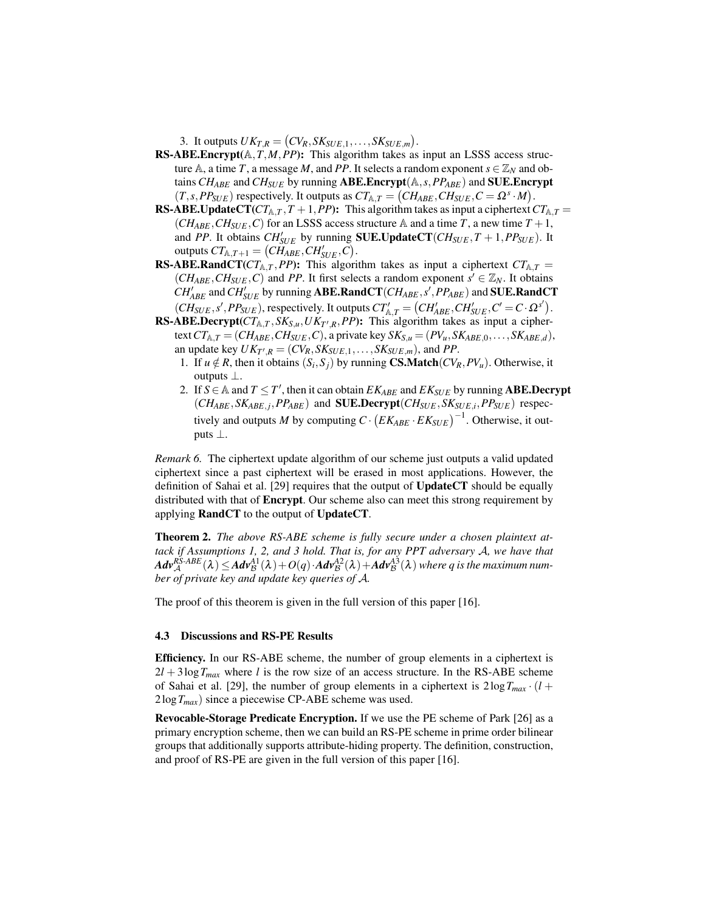3. It outputs $UK_{T,R} = \big(CV_R, SK_{SUE,1}, \ldots, SK_{SUE,m}\big)$.

**RS-ABE.Encrypt**($\mathbb{A}, T, M, PP$)**:** This algorithm takes as input an LSSS access structure $\mathbb{A}$, a time $T$, a message $M$, and $PP$. It selects a random exponent $s \in \mathbb{Z}_N$ and obtains $CH_{ABE}$ and $CH_{SUE}$ by running **ABE.Encrypt**$(\mathbb{A}, s, PP_{ABE})$ and **SUE.Encrypt** $(T, s, PP_{SUE})$ respectively. It outputs as $CT_{\mathbb{A},T} = \big(CH_{ABE}, CH_{SUE}, C = \Omega^s \cdot M\big)$.

**RS-ABE.UpdateCT**($CT_{\mathbb{A},T}, T+1, PP$)**:** This algorithm takes as input a ciphertext $CT_{\mathbb{A},T} = (CH_{ABE}, CH_{SUE}, C)$ for an LSSS access structure $\mathbb{A}$ and a time $T$, a new time $T+1$, and $PP$. It obtains $CH'_{SUE}$ by running **SUE.UpdateCT**$(CH_{SUE}, T+1, PP_{SUE})$. It outputs $CT_{\mathbb{A},T+1} = \big(CH_{ABE}, CH'_{SUE}, C\big)$.

**RS-ABE.RandCT**($CT_{\mathbb{A},T}, PP$)**:** This algorithm takes as input a ciphertext $CT_{\mathbb{A},T} = (CH_{ABE}, CH_{SUE}, C)$ and $PP$. It first selects a random exponent $s' \in \mathbb{Z}_N$. It obtains $CH'_{ABE}$ and $CH'_{SUE}$ by running **ABE.RandCT**$(CH_{ABE}, s', PP_{ABE})$ and **SUE.RandCT** $(CH_{SUE}, s', PP_{SUE})$, respectively. It outputs $CT'_{\mathbb{A},T} = \big(CH'_{ABE}, CH'_{SUE}, C' = C \cdot \Omega^{s'}\big)$.

**RS-ABE.Decrypt**($CT_{\mathbb{A},T}, SK_{S,u}, UK_{T',R}, PP$)**:** This algorithm takes as input a ciphertext $CT_{\mathbb{A},T} = (CH_{ABE}, CH_{SUE}, C)$, a private key $SK_{S,u} = (PV_u, SK_{ABE,0}, \ldots, SK_{ABE,d})$, an update key $UK_{T',R} = (CV_R, SK_{SUE,1}, \ldots, SK_{SUE,m})$, and $PP$.

1. If $u \notin R$, then it obtains $(S_i, S_j)$ by running **CS.Match**$(CV_R, PV_u)$. Otherwise, it outputs $\perp$.
2. If $S \in \mathbb{A}$ and $T \leq T'$, then it can obtain $EK_{ABE}$ and $EK_{SUE}$ by running **ABE.Decrypt** $(CH_{ABE}, SK_{ABE,j}, PP_{ABE})$ and **SUE.Decrypt**$(CH_{SUE}, SK_{SUE,i}, PP_{SUE})$ respectively and outputs $M$ by computing $C \cdot \big(EK_{ABE} \cdot EK_{SUE}\big)^{-1}$. Otherwise, it outputs $\perp$.

*Remark 6.* The ciphertext update algorithm of our scheme just outputs a valid updated ciphertext since a past ciphertext will be erased in most applications. However, the definition of Sahai et al. [29] requires that the output of **UpdateCT** should be equally distributed with that of **Encrypt**. Our scheme also can meet this strong requirement by applying **RandCT** to the output of **UpdateCT**.

**Theorem 2.** *The above RS-ABE scheme is fully secure under a chosen plaintext attack if Assumptions 1, 2, and 3 hold. That is, for any PPT adversary $\mathcal{A}$, we have that $\mathbf{Adv}_{\mathcal{A}}^{RS\text{-}ABE}(\lambda) \leq \mathbf{Adv}_{\mathcal{B}}^{A1}(\lambda) + O(q) \cdot \mathbf{Adv}_{\mathcal{B}}^{A2}(\lambda) + \mathbf{Adv}_{\mathcal{B}}^{A3}(\lambda)$ where $q$ is the maximum number of private key and update key queries of $\mathcal{A}$.*

The proof of this theorem is given in the full version of this paper [16].

### 4.3 Discussions and RS-PE Results

**Efficiency.** In our RS-ABE scheme, the number of group elements in a ciphertext is $2l + 3\log T_{max}$ where $l$ is the row size of an access structure. In the RS-ABE scheme of Sahai et al. [29], the number of group elements in a ciphertext is $2\log T_{max} \cdot (l + 2\log T_{max})$ since a piecewise CP-ABE scheme was used.

**Revocable-Storage Predicate Encryption.** If we use the PE scheme of Park [26] as a primary encryption scheme, then we can build an RS-PE scheme in prime order bilinear groups that additionally supports attribute-hiding property. The definition, construction, and proof of RS-PE are given in the full version of this paper [16].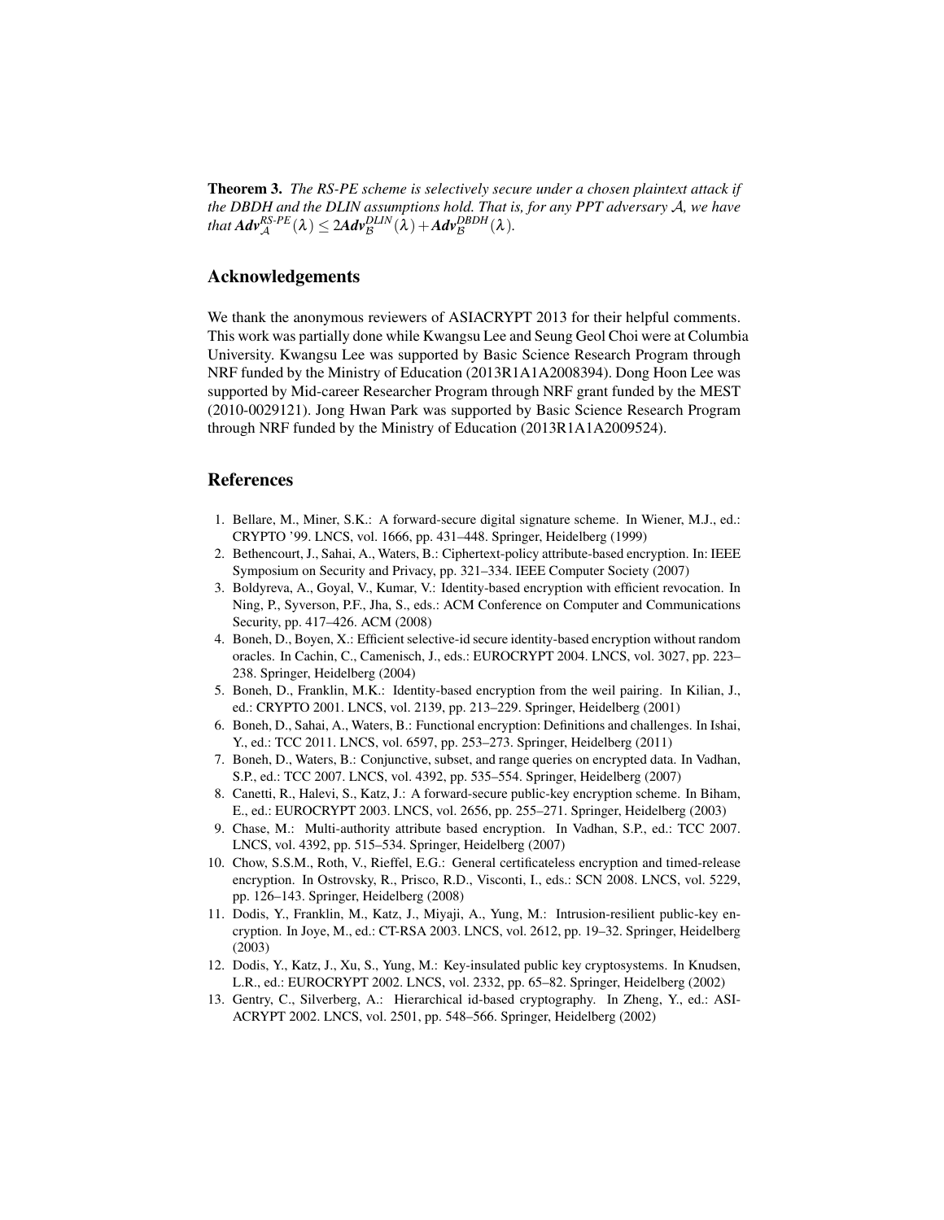**Theorem 3.** *The RS-PE scheme is selectively secure under a chosen plaintext attack if the DBDH and the DLIN assumptions hold. That is, for any PPT adversary $\mathcal{A}$, we have that* $\boldsymbol{Adv}_{\mathcal{A}}^{RS\text{-}PE}(\lambda) \leq 2\boldsymbol{Adv}_{\mathcal{B}}^{DLIN}(\lambda) + \boldsymbol{Adv}_{\mathcal{B}}^{DBDH}(\lambda)$.

## Acknowledgements

We thank the anonymous reviewers of ASIACRYPT 2013 for their helpful comments. This work was partially done while Kwangsu Lee and Seung Geol Choi were at Columbia University. Kwangsu Lee was supported by Basic Science Research Program through NRF funded by the Ministry of Education (2013R1A1A2008394). Dong Hoon Lee was supported by Mid-career Researcher Program through NRF grant funded by the MEST (2010-0029121). Jong Hwan Park was supported by Basic Science Research Program through NRF funded by the Ministry of Education (2013R1A1A2009524).

## References

1. Bellare, M., Miner, S.K.: A forward-secure digital signature scheme. In Wiener, M.J., ed.: CRYPTO '99. LNCS, vol. 1666, pp. 431–448. Springer, Heidelberg (1999)
2. Bethencourt, J., Sahai, A., Waters, B.: Ciphertext-policy attribute-based encryption. In: IEEE Symposium on Security and Privacy, pp. 321–334. IEEE Computer Society (2007)
3. Boldyreva, A., Goyal, V., Kumar, V.: Identity-based encryption with efficient revocation. In Ning, P., Syverson, P.F., Jha, S., eds.: ACM Conference on Computer and Communications Security, pp. 417–426. ACM (2008)
4. Boneh, D., Boyen, X.: Efficient selective-id secure identity-based encryption without random oracles. In Cachin, C., Camenisch, J., eds.: EUROCRYPT 2004. LNCS, vol. 3027, pp. 223–238. Springer, Heidelberg (2004)
5. Boneh, D., Franklin, M.K.: Identity-based encryption from the weil pairing. In Kilian, J., ed.: CRYPTO 2001. LNCS, vol. 2139, pp. 213–229. Springer, Heidelberg (2001)
6. Boneh, D., Sahai, A., Waters, B.: Functional encryption: Definitions and challenges. In Ishai, Y., ed.: TCC 2011. LNCS, vol. 6597, pp. 253–273. Springer, Heidelberg (2011)
7. Boneh, D., Waters, B.: Conjunctive, subset, and range queries on encrypted data. In Vadhan, S.P., ed.: TCC 2007. LNCS, vol. 4392, pp. 535–554. Springer, Heidelberg (2007)
8. Canetti, R., Halevi, S., Katz, J.: A forward-secure public-key encryption scheme. In Biham, E., ed.: EUROCRYPT 2003. LNCS, vol. 2656, pp. 255–271. Springer, Heidelberg (2003)
9. Chase, M.: Multi-authority attribute based encryption. In Vadhan, S.P., ed.: TCC 2007. LNCS, vol. 4392, pp. 515–534. Springer, Heidelberg (2007)
10. Chow, S.S.M., Roth, V., Rieffel, E.G.: General certificateless encryption and timed-release encryption. In Ostrovsky, R., Prisco, R.D., Visconti, I., eds.: SCN 2008. LNCS, vol. 5229, pp. 126–143. Springer, Heidelberg (2008)
11. Dodis, Y., Franklin, M., Katz, J., Miyaji, A., Yung, M.: Intrusion-resilient public-key encryption. In Joye, M., ed.: CT-RSA 2003. LNCS, vol. 2612, pp. 19–32. Springer, Heidelberg (2003)
12. Dodis, Y., Katz, J., Xu, S., Yung, M.: Key-insulated public key cryptosystems. In Knudsen, L.R., ed.: EUROCRYPT 2002. LNCS, vol. 2332, pp. 65–82. Springer, Heidelberg (2002)
13. Gentry, C., Silverberg, A.: Hierarchical id-based cryptography. In Zheng, Y., ed.: ASIACRYPT 2002. LNCS, vol. 2501, pp. 548–566. Springer, Heidelberg (2002)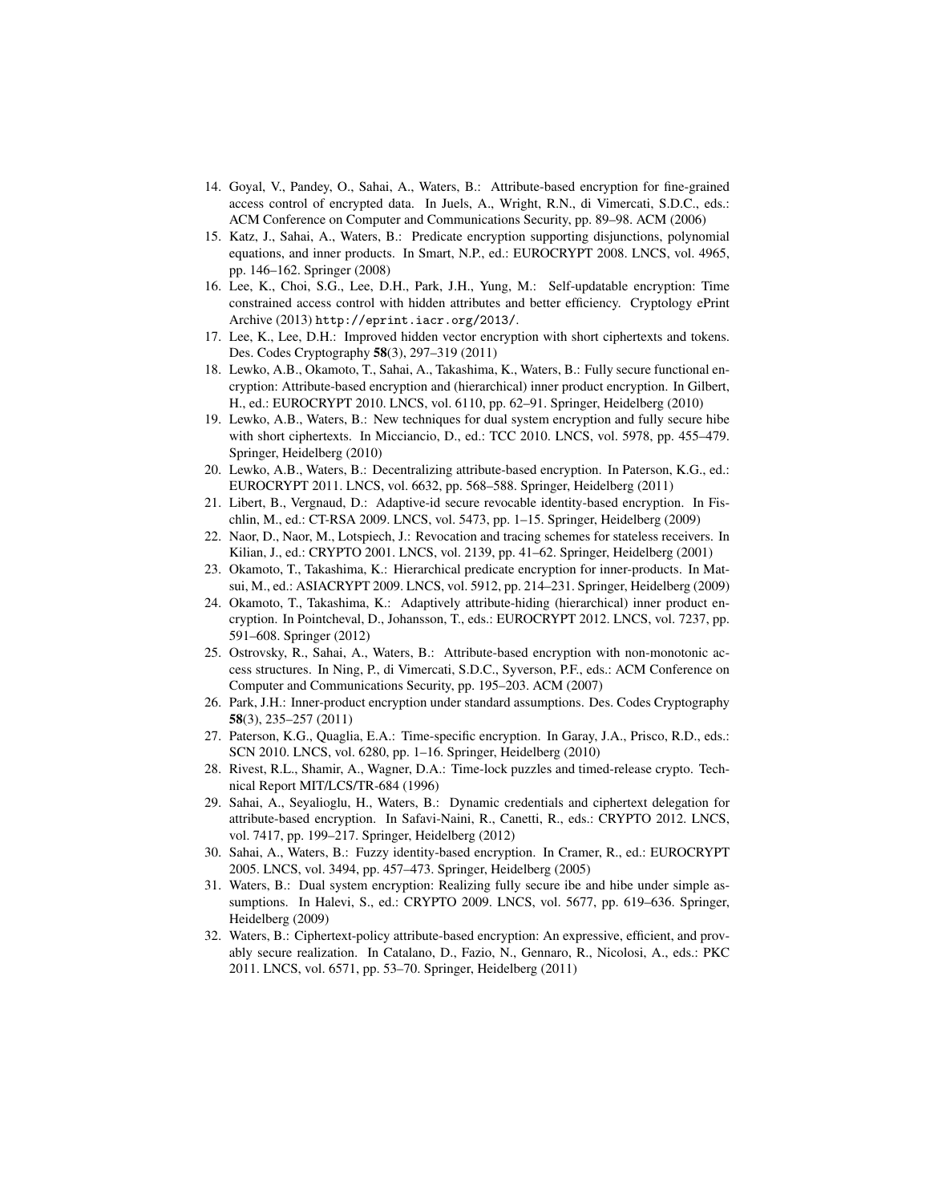14. Goyal, V., Pandey, O., Sahai, A., Waters, B.: Attribute-based encryption for fine-grained access control of encrypted data. In Juels, A., Wright, R.N., di Vimercati, S.D.C., eds.: ACM Conference on Computer and Communications Security, pp. 89–98. ACM (2006)
15. Katz, J., Sahai, A., Waters, B.: Predicate encryption supporting disjunctions, polynomial equations, and inner products. In Smart, N.P., ed.: EUROCRYPT 2008. LNCS, vol. 4965, pp. 146–162. Springer (2008)
16. Lee, K., Choi, S.G., Lee, D.H., Park, J.H., Yung, M.: Self-updatable encryption: Time constrained access control with hidden attributes and better efficiency. Cryptology ePrint Archive (2013) `http://eprint.iacr.org/2013/`.
17. Lee, K., Lee, D.H.: Improved hidden vector encryption with short ciphertexts and tokens. Des. Codes Cryptography **58**(3), 297–319 (2011)
18. Lewko, A.B., Okamoto, T., Sahai, A., Takashima, K., Waters, B.: Fully secure functional encryption: Attribute-based encryption and (hierarchical) inner product encryption. In Gilbert, H., ed.: EUROCRYPT 2010. LNCS, vol. 6110, pp. 62–91. Springer, Heidelberg (2010)
19. Lewko, A.B., Waters, B.: New techniques for dual system encryption and fully secure hibe with short ciphertexts. In Micciancio, D., ed.: TCC 2010. LNCS, vol. 5978, pp. 455–479. Springer, Heidelberg (2010)
20. Lewko, A.B., Waters, B.: Decentralizing attribute-based encryption. In Paterson, K.G., ed.: EUROCRYPT 2011. LNCS, vol. 6632, pp. 568–588. Springer, Heidelberg (2011)
21. Libert, B., Vergnaud, D.: Adaptive-id secure revocable identity-based encryption. In Fischlin, M., ed.: CT-RSA 2009. LNCS, vol. 5473, pp. 1–15. Springer, Heidelberg (2009)
22. Naor, D., Naor, M., Lotspiech, J.: Revocation and tracing schemes for stateless receivers. In Kilian, J., ed.: CRYPTO 2001. LNCS, vol. 2139, pp. 41–62. Springer, Heidelberg (2001)
23. Okamoto, T., Takashima, K.: Hierarchical predicate encryption for inner-products. In Matsui, M., ed.: ASIACRYPT 2009. LNCS, vol. 5912, pp. 214–231. Springer, Heidelberg (2009)
24. Okamoto, T., Takashima, K.: Adaptively attribute-hiding (hierarchical) inner product encryption. In Pointcheval, D., Johansson, T., eds.: EUROCRYPT 2012. LNCS, vol. 7237, pp. 591–608. Springer (2012)
25. Ostrovsky, R., Sahai, A., Waters, B.: Attribute-based encryption with non-monotonic access structures. In Ning, P., di Vimercati, S.D.C., Syverson, P.F., eds.: ACM Conference on Computer and Communications Security, pp. 195–203. ACM (2007)
26. Park, J.H.: Inner-product encryption under standard assumptions. Des. Codes Cryptography **58**(3), 235–257 (2011)
27. Paterson, K.G., Quaglia, E.A.: Time-specific encryption. In Garay, J.A., Prisco, R.D., eds.: SCN 2010. LNCS, vol. 6280, pp. 1–16. Springer, Heidelberg (2010)
28. Rivest, R.L., Shamir, A., Wagner, D.A.: Time-lock puzzles and timed-release crypto. Technical Report MIT/LCS/TR-684 (1996)
29. Sahai, A., Seyalioglu, H., Waters, B.: Dynamic credentials and ciphertext delegation for attribute-based encryption. In Safavi-Naini, R., Canetti, R., eds.: CRYPTO 2012. LNCS, vol. 7417, pp. 199–217. Springer, Heidelberg (2012)
30. Sahai, A., Waters, B.: Fuzzy identity-based encryption. In Cramer, R., ed.: EUROCRYPT 2005. LNCS, vol. 3494, pp. 457–473. Springer, Heidelberg (2005)
31. Waters, B.: Dual system encryption: Realizing fully secure ibe and hibe under simple assumptions. In Halevi, S., ed.: CRYPTO 2009. LNCS, vol. 5677, pp. 619–636. Springer, Heidelberg (2009)
32. Waters, B.: Ciphertext-policy attribute-based encryption: An expressive, efficient, and provably secure realization. In Catalano, D., Fazio, N., Gennaro, R., Nicolosi, A., eds.: PKC 2011. LNCS, vol. 6571, pp. 53–70. Springer, Heidelberg (2011)